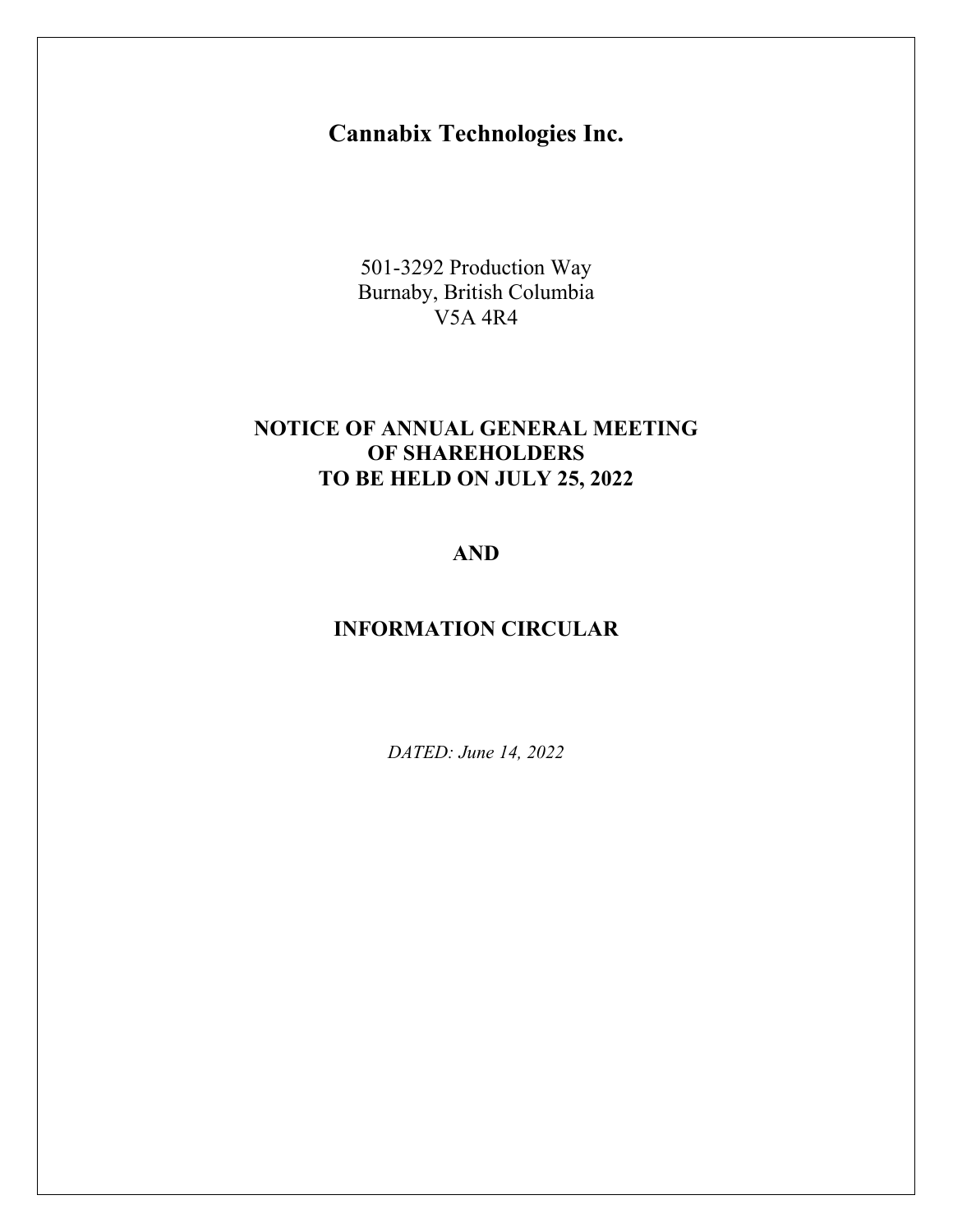# Cannabix Technologies Inc.

501-3292 Production Way
Burnaby, British Columbia
V5A 4R4

## NOTICE OF ANNUAL GENERAL MEETING OF SHAREHOLDERS TO BE HELD ON JULY 25, 2022

## AND

## INFORMATION CIRCULAR

*DATED: June 14, 2022*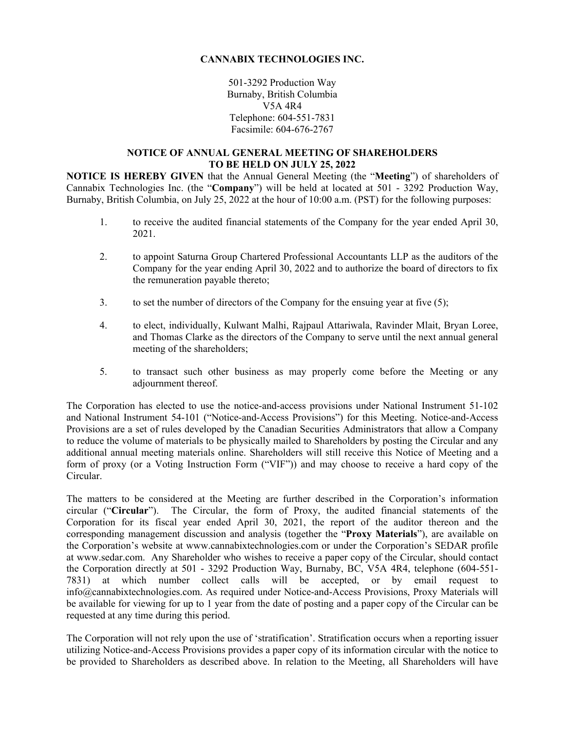**CANNABIX TECHNOLOGIES INC.**

501-3292 Production Way
Burnaby, British Columbia
V5A 4R4
Telephone: 604-551-7831
Facsimile: 604-676-2767

## NOTICE OF ANNUAL GENERAL MEETING OF SHAREHOLDERS TO BE HELD ON JULY 25, 2022

**NOTICE IS HEREBY GIVEN** that the Annual General Meeting (the "**Meeting**") of shareholders of Cannabix Technologies Inc. (the "**Company**") will be held at located at 501 - 3292 Production Way, Burnaby, British Columbia, on July 25, 2022 at the hour of 10:00 a.m. (PST) for the following purposes:

1. to receive the audited financial statements of the Company for the year ended April 30, 2021.
2. to appoint Saturna Group Chartered Professional Accountants LLP as the auditors of the Company for the year ending April 30, 2022 and to authorize the board of directors to fix the remuneration payable thereto;
3. to set the number of directors of the Company for the ensuing year at five (5);
4. to elect, individually, Kulwant Malhi, Rajpaul Attariwala, Ravinder Mlait, Bryan Loree, and Thomas Clarke as the directors of the Company to serve until the next annual general meeting of the shareholders;
5. to transact such other business as may properly come before the Meeting or any adjournment thereof.

The Corporation has elected to use the notice-and-access provisions under National Instrument 51-102 and National Instrument 54-101 ("Notice-and-Access Provisions") for this Meeting. Notice-and-Access Provisions are a set of rules developed by the Canadian Securities Administrators that allow a Company to reduce the volume of materials to be physically mailed to Shareholders by posting the Circular and any additional annual meeting materials online. Shareholders will still receive this Notice of Meeting and a form of proxy (or a Voting Instruction Form ("VIF")) and may choose to receive a hard copy of the Circular.

The matters to be considered at the Meeting are further described in the Corporation's information circular ("**Circular**"). The Circular, the form of Proxy, the audited financial statements of the Corporation for its fiscal year ended April 30, 2021, the report of the auditor thereon and the corresponding management discussion and analysis (together the "**Proxy Materials**"), are available on the Corporation's website at www.cannabixtechnologies.com or under the Corporation's SEDAR profile at www.sedar.com. Any Shareholder who wishes to receive a paper copy of the Circular, should contact the Corporation directly at 501 - 3292 Production Way, Burnaby, BC, V5A 4R4, telephone (604-551-7831) at which number collect calls will be accepted, or by email request to info@cannabixtechnologies.com. As required under Notice-and-Access Provisions, Proxy Materials will be available for viewing for up to 1 year from the date of posting and a paper copy of the Circular can be requested at any time during this period.

The Corporation will not rely upon the use of 'stratification'. Stratification occurs when a reporting issuer utilizing Notice-and-Access Provisions provides a paper copy of its information circular with the notice to be provided to Shareholders as described above. In relation to the Meeting, all Shareholders will have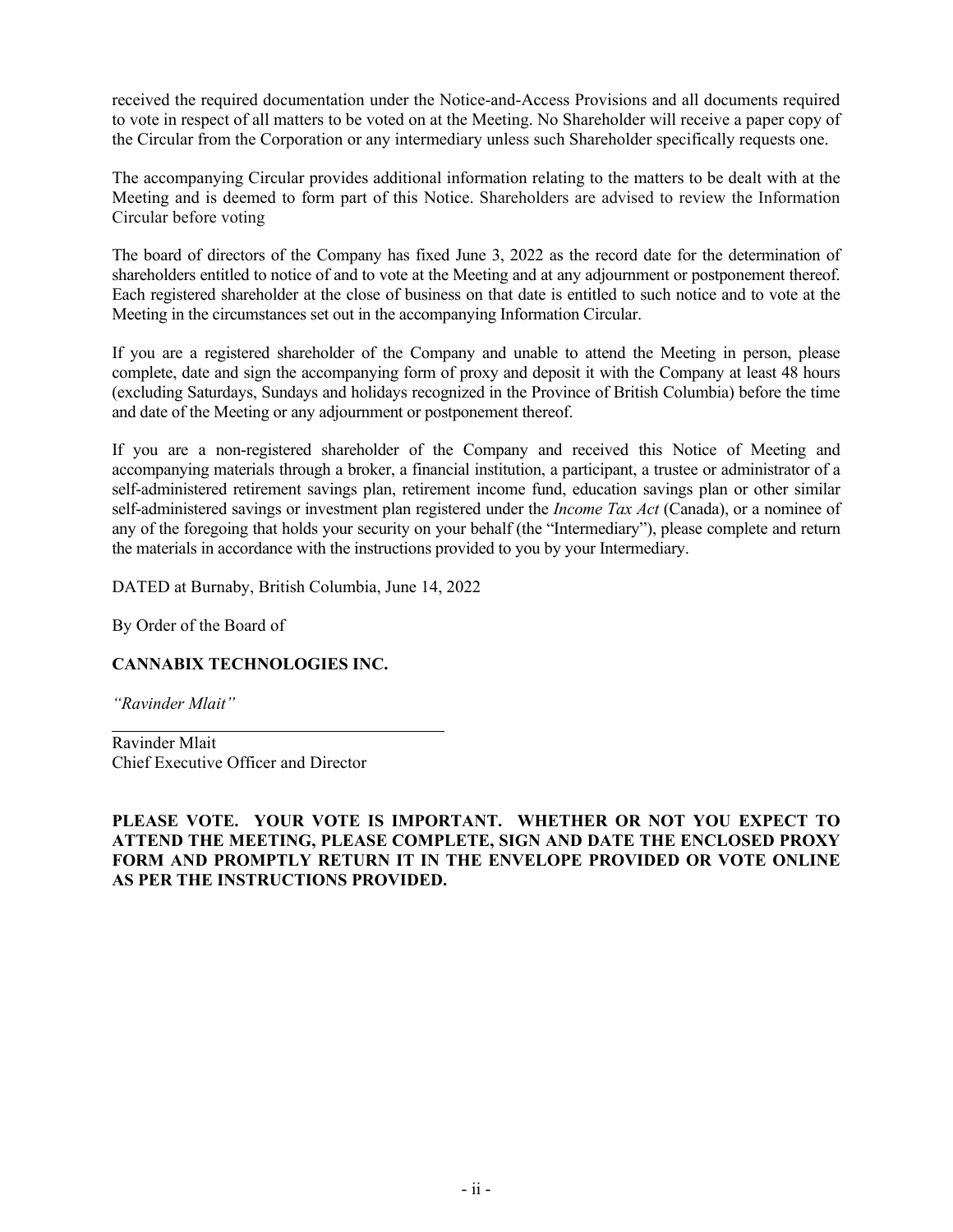received the required documentation under the Notice-and-Access Provisions and all documents required to vote in respect of all matters to be voted on at the Meeting. No Shareholder will receive a paper copy of the Circular from the Corporation or any intermediary unless such Shareholder specifically requests one.

The accompanying Circular provides additional information relating to the matters to be dealt with at the Meeting and is deemed to form part of this Notice. Shareholders are advised to review the Information Circular before voting

The board of directors of the Company has fixed June 3, 2022 as the record date for the determination of shareholders entitled to notice of and to vote at the Meeting and at any adjournment or postponement thereof. Each registered shareholder at the close of business on that date is entitled to such notice and to vote at the Meeting in the circumstances set out in the accompanying Information Circular.

If you are a registered shareholder of the Company and unable to attend the Meeting in person, please complete, date and sign the accompanying form of proxy and deposit it with the Company at least 48 hours (excluding Saturdays, Sundays and holidays recognized in the Province of British Columbia) before the time and date of the Meeting or any adjournment or postponement thereof.

If you are a non-registered shareholder of the Company and received this Notice of Meeting and accompanying materials through a broker, a financial institution, a participant, a trustee or administrator of a self-administered retirement savings plan, retirement income fund, education savings plan or other similar self-administered savings or investment plan registered under the *Income Tax Act* (Canada), or a nominee of any of the foregoing that holds your security on your behalf (the "Intermediary"), please complete and return the materials in accordance with the instructions provided to you by your Intermediary.

DATED at Burnaby, British Columbia, June 14, 2022

By Order of the Board of

**CANNABIX TECHNOLOGIES INC.**

*"Ravinder Mlait"*

Ravinder Mlait
Chief Executive Officer and Director

**PLEASE VOTE. YOUR VOTE IS IMPORTANT. WHETHER OR NOT YOU EXPECT TO ATTEND THE MEETING, PLEASE COMPLETE, SIGN AND DATE THE ENCLOSED PROXY FORM AND PROMPTLY RETURN IT IN THE ENVELOPE PROVIDED OR VOTE ONLINE AS PER THE INSTRUCTIONS PROVIDED.**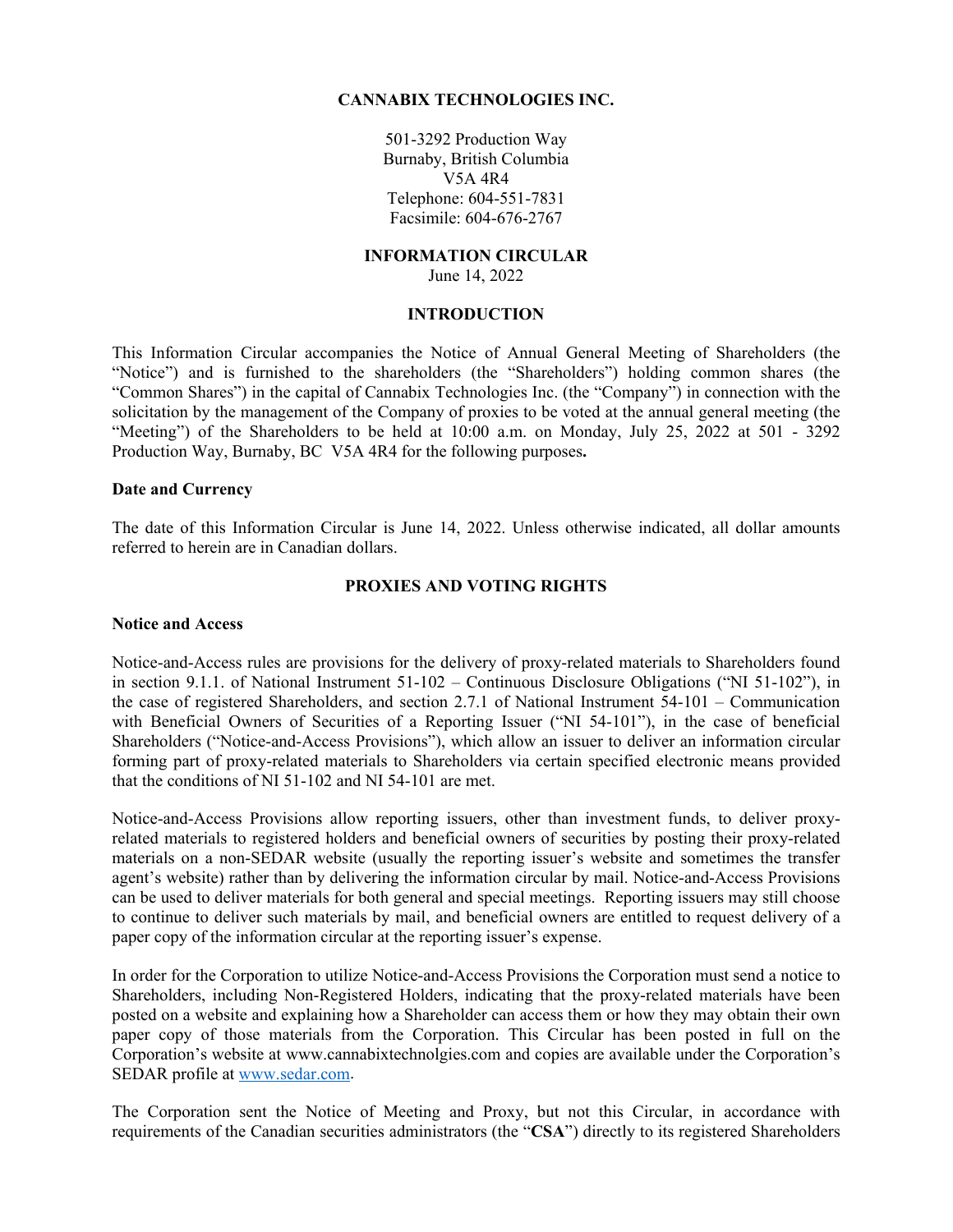**CANNABIX TECHNOLOGIES INC.**

501-3292 Production Way
Burnaby, British Columbia
V5A 4R4
Telephone: 604-551-7831
Facsimile: 604-676-2767

**INFORMATION CIRCULAR**
June 14, 2022

## INTRODUCTION

This Information Circular accompanies the Notice of Annual General Meeting of Shareholders (the "Notice") and is furnished to the shareholders (the "Shareholders") holding common shares (the "Common Shares") in the capital of Cannabix Technologies Inc. (the "Company") in connection with the solicitation by the management of the Company of proxies to be voted at the annual general meeting (the "Meeting") of the Shareholders to be held at 10:00 a.m. on Monday, July 25, 2022 at 501 - 3292 Production Way, Burnaby, BC V5A 4R4 for the following purposes**.**

### Date and Currency

The date of this Information Circular is June 14, 2022. Unless otherwise indicated, all dollar amounts referred to herein are in Canadian dollars.

## PROXIES AND VOTING RIGHTS

### Notice and Access

Notice-and-Access rules are provisions for the delivery of proxy-related materials to Shareholders found in section 9.1.1. of National Instrument 51-102 – Continuous Disclosure Obligations ("NI 51-102"), in the case of registered Shareholders, and section 2.7.1 of National Instrument 54-101 – Communication with Beneficial Owners of Securities of a Reporting Issuer ("NI 54-101"), in the case of beneficial Shareholders ("Notice-and-Access Provisions"), which allow an issuer to deliver an information circular forming part of proxy-related materials to Shareholders via certain specified electronic means provided that the conditions of NI 51-102 and NI 54-101 are met.

Notice-and-Access Provisions allow reporting issuers, other than investment funds, to deliver proxy-related materials to registered holders and beneficial owners of securities by posting their proxy-related materials on a non-SEDAR website (usually the reporting issuer's website and sometimes the transfer agent's website) rather than by delivering the information circular by mail. Notice-and-Access Provisions can be used to deliver materials for both general and special meetings. Reporting issuers may still choose to continue to deliver such materials by mail, and beneficial owners are entitled to request delivery of a paper copy of the information circular at the reporting issuer's expense.

In order for the Corporation to utilize Notice-and-Access Provisions the Corporation must send a notice to Shareholders, including Non-Registered Holders, indicating that the proxy-related materials have been posted on a website and explaining how a Shareholder can access them or how they may obtain their own paper copy of those materials from the Corporation. This Circular has been posted in full on the Corporation's website at www.cannabixtechnolgies.com and copies are available under the Corporation's SEDAR profile at www.sedar.com.

The Corporation sent the Notice of Meeting and Proxy, but not this Circular, in accordance with requirements of the Canadian securities administrators (the "**CSA**") directly to its registered Shareholders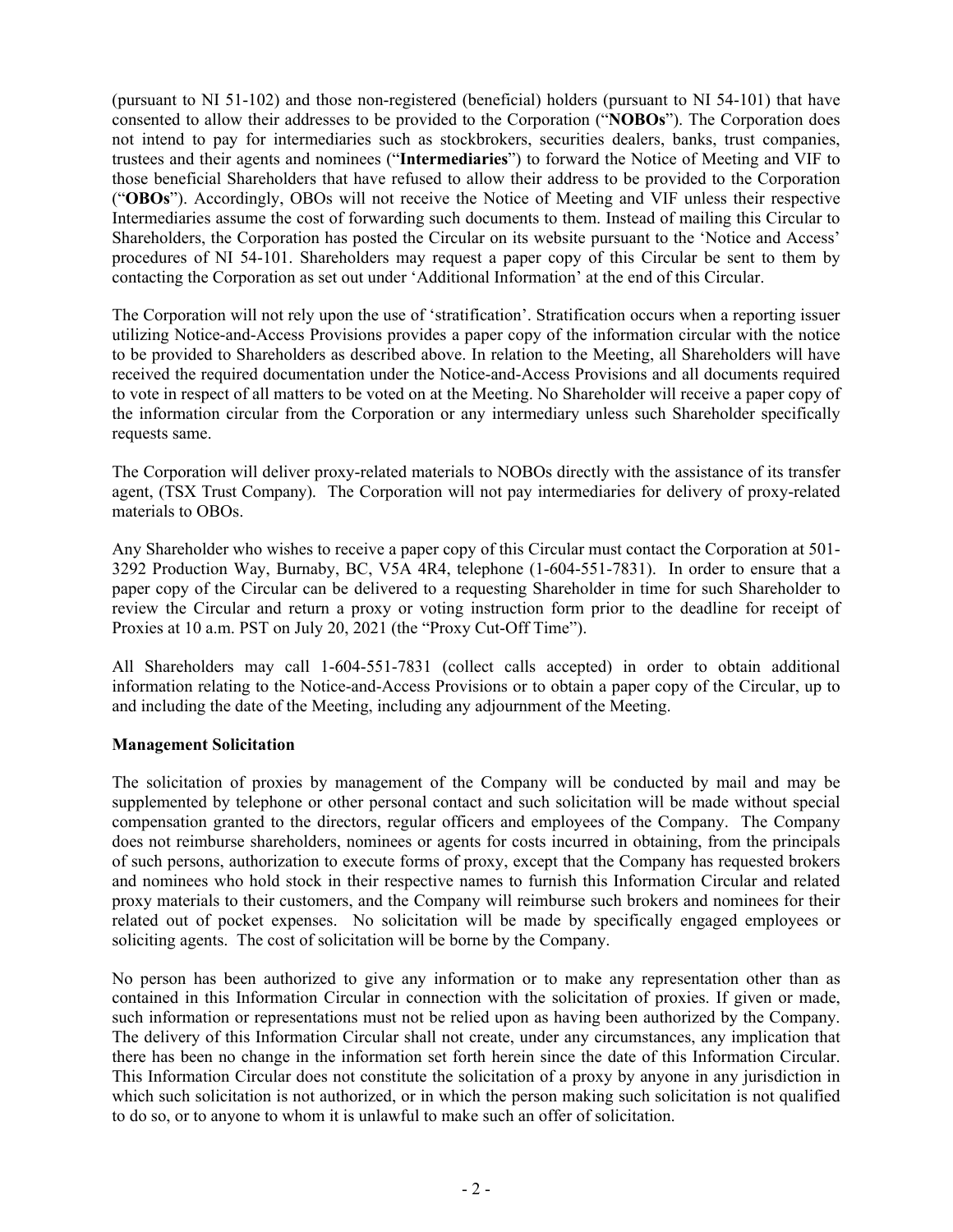(pursuant to NI 51-102) and those non-registered (beneficial) holders (pursuant to NI 54-101) that have consented to allow their addresses to be provided to the Corporation ("**NOBOs**"). The Corporation does not intend to pay for intermediaries such as stockbrokers, securities dealers, banks, trust companies, trustees and their agents and nominees ("**Intermediaries**") to forward the Notice of Meeting and VIF to those beneficial Shareholders that have refused to allow their address to be provided to the Corporation ("**OBOs**"). Accordingly, OBOs will not receive the Notice of Meeting and VIF unless their respective Intermediaries assume the cost of forwarding such documents to them. Instead of mailing this Circular to Shareholders, the Corporation has posted the Circular on its website pursuant to the 'Notice and Access' procedures of NI 54-101. Shareholders may request a paper copy of this Circular be sent to them by contacting the Corporation as set out under 'Additional Information' at the end of this Circular.

The Corporation will not rely upon the use of 'stratification'. Stratification occurs when a reporting issuer utilizing Notice-and-Access Provisions provides a paper copy of the information circular with the notice to be provided to Shareholders as described above. In relation to the Meeting, all Shareholders will have received the required documentation under the Notice-and-Access Provisions and all documents required to vote in respect of all matters to be voted on at the Meeting. No Shareholder will receive a paper copy of the information circular from the Corporation or any intermediary unless such Shareholder specifically requests same.

The Corporation will deliver proxy-related materials to NOBOs directly with the assistance of its transfer agent, (TSX Trust Company). The Corporation will not pay intermediaries for delivery of proxy-related materials to OBOs.

Any Shareholder who wishes to receive a paper copy of this Circular must contact the Corporation at 501-3292 Production Way, Burnaby, BC, V5A 4R4, telephone (1-604-551-7831). In order to ensure that a paper copy of the Circular can be delivered to a requesting Shareholder in time for such Shareholder to review the Circular and return a proxy or voting instruction form prior to the deadline for receipt of Proxies at 10 a.m. PST on July 20, 2021 (the "Proxy Cut-Off Time").

All Shareholders may call 1-604-551-7831 (collect calls accepted) in order to obtain additional information relating to the Notice-and-Access Provisions or to obtain a paper copy of the Circular, up to and including the date of the Meeting, including any adjournment of the Meeting.

**Management Solicitation**

The solicitation of proxies by management of the Company will be conducted by mail and may be supplemented by telephone or other personal contact and such solicitation will be made without special compensation granted to the directors, regular officers and employees of the Company. The Company does not reimburse shareholders, nominees or agents for costs incurred in obtaining, from the principals of such persons, authorization to execute forms of proxy, except that the Company has requested brokers and nominees who hold stock in their respective names to furnish this Information Circular and related proxy materials to their customers, and the Company will reimburse such brokers and nominees for their related out of pocket expenses. No solicitation will be made by specifically engaged employees or soliciting agents. The cost of solicitation will be borne by the Company.

No person has been authorized to give any information or to make any representation other than as contained in this Information Circular in connection with the solicitation of proxies. If given or made, such information or representations must not be relied upon as having been authorized by the Company. The delivery of this Information Circular shall not create, under any circumstances, any implication that there has been no change in the information set forth herein since the date of this Information Circular. This Information Circular does not constitute the solicitation of a proxy by anyone in any jurisdiction in which such solicitation is not authorized, or in which the person making such solicitation is not qualified to do so, or to anyone to whom it is unlawful to make such an offer of solicitation.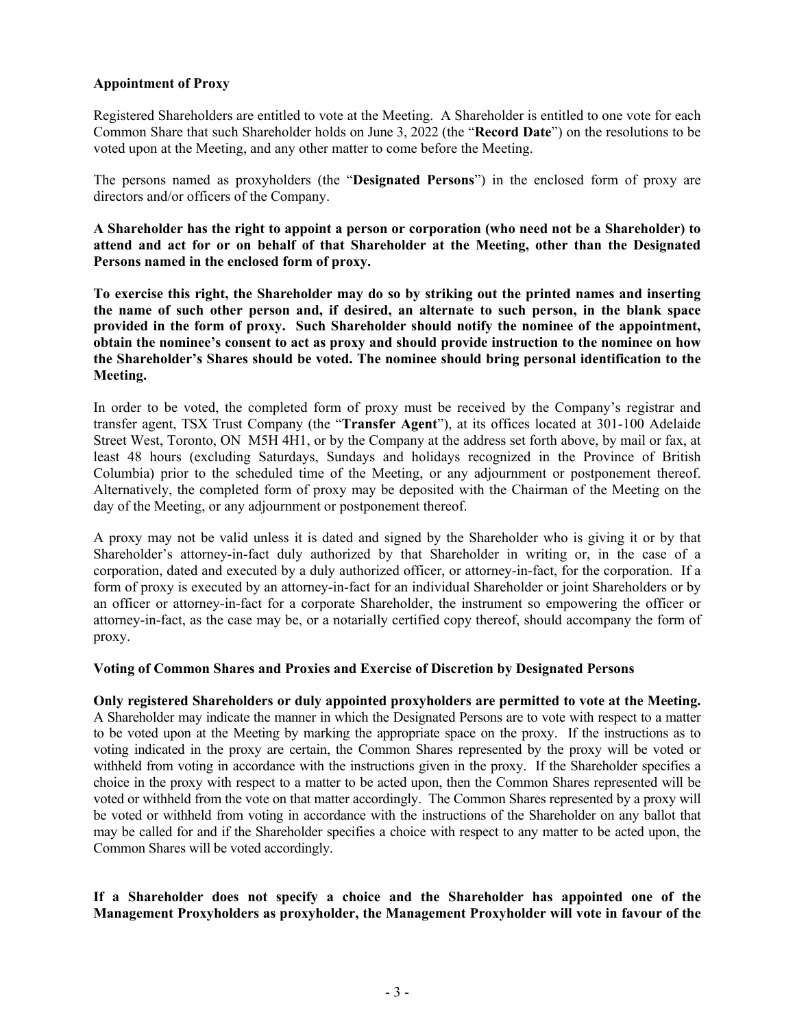**Appointment of Proxy**

Registered Shareholders are entitled to vote at the Meeting. A Shareholder is entitled to one vote for each Common Share that such Shareholder holds on June 3, 2022 (the "**Record Date**") on the resolutions to be voted upon at the Meeting, and any other matter to come before the Meeting.

The persons named as proxyholders (the "**Designated Persons**") in the enclosed form of proxy are directors and/or officers of the Company.

**A Shareholder has the right to appoint a person or corporation (who need not be a Shareholder) to attend and act for or on behalf of that Shareholder at the Meeting, other than the Designated Persons named in the enclosed form of proxy.**

**To exercise this right, the Shareholder may do so by striking out the printed names and inserting the name of such other person and, if desired, an alternate to such person, in the blank space provided in the form of proxy. Such Shareholder should notify the nominee of the appointment, obtain the nominee's consent to act as proxy and should provide instruction to the nominee on how the Shareholder's Shares should be voted. The nominee should bring personal identification to the Meeting.**

In order to be voted, the completed form of proxy must be received by the Company's registrar and transfer agent, TSX Trust Company (the "**Transfer Agent**"), at its offices located at 301-100 Adelaide Street West, Toronto, ON M5H 4H1, or by the Company at the address set forth above, by mail or fax, at least 48 hours (excluding Saturdays, Sundays and holidays recognized in the Province of British Columbia) prior to the scheduled time of the Meeting, or any adjournment or postponement thereof. Alternatively, the completed form of proxy may be deposited with the Chairman of the Meeting on the day of the Meeting, or any adjournment or postponement thereof.

A proxy may not be valid unless it is dated and signed by the Shareholder who is giving it or by that Shareholder's attorney-in-fact duly authorized by that Shareholder in writing or, in the case of a corporation, dated and executed by a duly authorized officer, or attorney-in-fact, for the corporation. If a form of proxy is executed by an attorney-in-fact for an individual Shareholder or joint Shareholders or by an officer or attorney-in-fact for a corporate Shareholder, the instrument so empowering the officer or attorney-in-fact, as the case may be, or a notarially certified copy thereof, should accompany the form of proxy.

**Voting of Common Shares and Proxies and Exercise of Discretion by Designated Persons**

**Only registered Shareholders or duly appointed proxyholders are permitted to vote at the Meeting.** A Shareholder may indicate the manner in which the Designated Persons are to vote with respect to a matter to be voted upon at the Meeting by marking the appropriate space on the proxy. If the instructions as to voting indicated in the proxy are certain, the Common Shares represented by the proxy will be voted or withheld from voting in accordance with the instructions given in the proxy. If the Shareholder specifies a choice in the proxy with respect to a matter to be acted upon, then the Common Shares represented will be voted or withheld from the vote on that matter accordingly. The Common Shares represented by a proxy will be voted or withheld from voting in accordance with the instructions of the Shareholder on any ballot that may be called for and if the Shareholder specifies a choice with respect to any matter to be acted upon, the Common Shares will be voted accordingly.

**If a Shareholder does not specify a choice and the Shareholder has appointed one of the Management Proxyholders as proxyholder, the Management Proxyholder will vote in favour of the**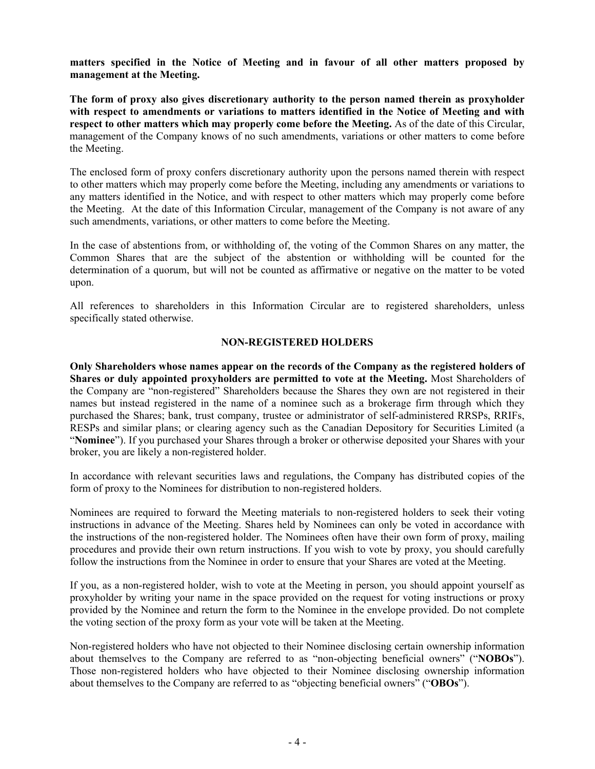**matters specified in the Notice of Meeting and in favour of all other matters proposed by management at the Meeting.**

**The form of proxy also gives discretionary authority to the person named therein as proxyholder with respect to amendments or variations to matters identified in the Notice of Meeting and with respect to other matters which may properly come before the Meeting.** As of the date of this Circular, management of the Company knows of no such amendments, variations or other matters to come before the Meeting.

The enclosed form of proxy confers discretionary authority upon the persons named therein with respect to other matters which may properly come before the Meeting, including any amendments or variations to any matters identified in the Notice, and with respect to other matters which may properly come before the Meeting. At the date of this Information Circular, management of the Company is not aware of any such amendments, variations, or other matters to come before the Meeting.

In the case of abstentions from, or withholding of, the voting of the Common Shares on any matter, the Common Shares that are the subject of the abstention or withholding will be counted for the determination of a quorum, but will not be counted as affirmative or negative on the matter to be voted upon.

All references to shareholders in this Information Circular are to registered shareholders, unless specifically stated otherwise.

## NON-REGISTERED HOLDERS

**Only Shareholders whose names appear on the records of the Company as the registered holders of Shares or duly appointed proxyholders are permitted to vote at the Meeting.** Most Shareholders of the Company are "non-registered" Shareholders because the Shares they own are not registered in their names but instead registered in the name of a nominee such as a brokerage firm through which they purchased the Shares; bank, trust company, trustee or administrator of self-administered RRSPs, RRIFs, RESPs and similar plans; or clearing agency such as the Canadian Depository for Securities Limited (a "**Nominee**"). If you purchased your Shares through a broker or otherwise deposited your Shares with your broker, you are likely a non-registered holder.

In accordance with relevant securities laws and regulations, the Company has distributed copies of the form of proxy to the Nominees for distribution to non-registered holders.

Nominees are required to forward the Meeting materials to non-registered holders to seek their voting instructions in advance of the Meeting. Shares held by Nominees can only be voted in accordance with the instructions of the non-registered holder. The Nominees often have their own form of proxy, mailing procedures and provide their own return instructions. If you wish to vote by proxy, you should carefully follow the instructions from the Nominee in order to ensure that your Shares are voted at the Meeting.

If you, as a non-registered holder, wish to vote at the Meeting in person, you should appoint yourself as proxyholder by writing your name in the space provided on the request for voting instructions or proxy provided by the Nominee and return the form to the Nominee in the envelope provided. Do not complete the voting section of the proxy form as your vote will be taken at the Meeting.

Non-registered holders who have not objected to their Nominee disclosing certain ownership information about themselves to the Company are referred to as "non-objecting beneficial owners" ("**NOBOs**"). Those non-registered holders who have objected to their Nominee disclosing ownership information about themselves to the Company are referred to as "objecting beneficial owners" ("**OBOs**").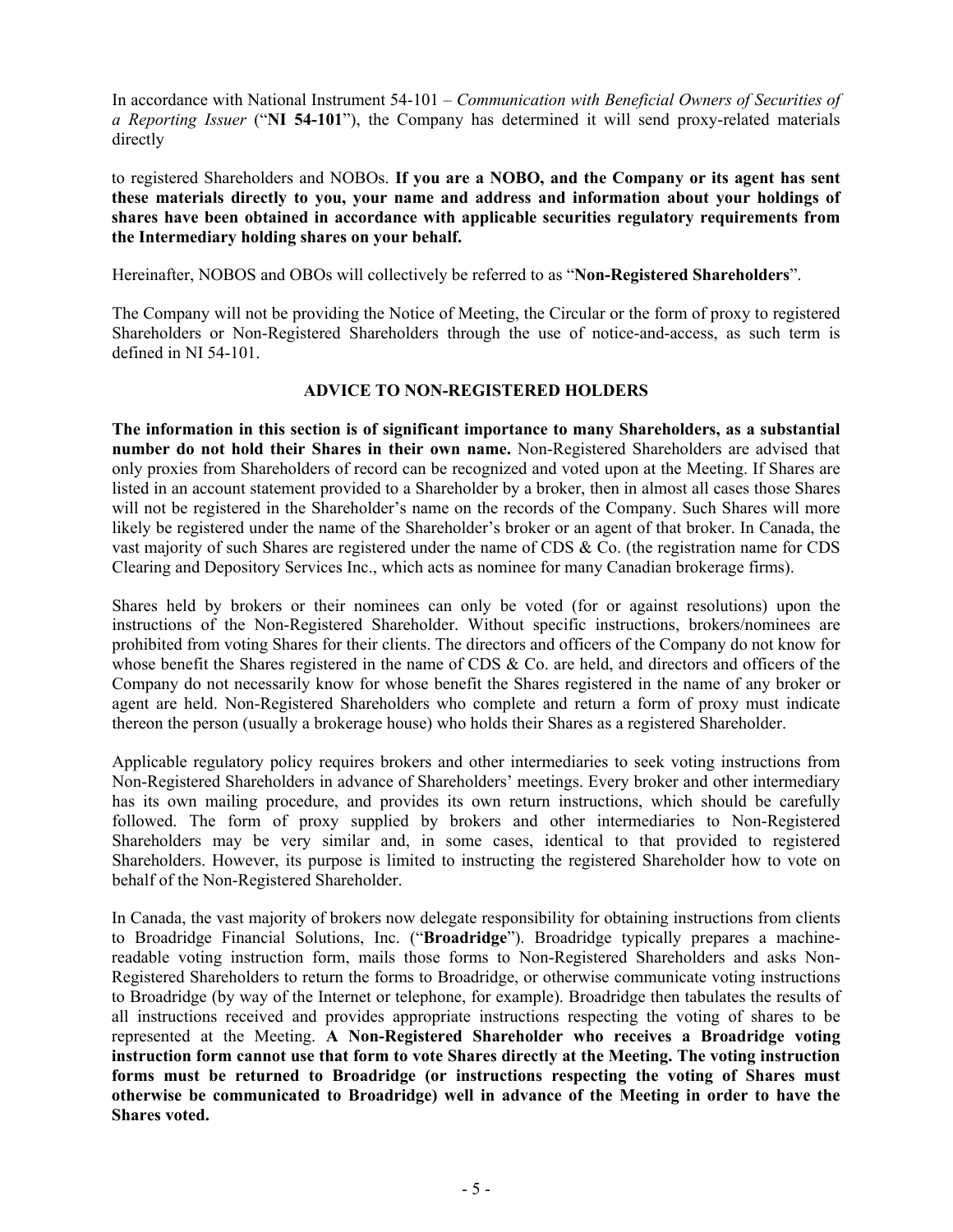In accordance with National Instrument 54-101 – *Communication with Beneficial Owners of Securities of a Reporting Issuer* ("**NI 54-101**"), the Company has determined it will send proxy-related materials directly

to registered Shareholders and NOBOs. **If you are a NOBO, and the Company or its agent has sent these materials directly to you, your name and address and information about your holdings of shares have been obtained in accordance with applicable securities regulatory requirements from the Intermediary holding shares on your behalf.**

Hereinafter, NOBOS and OBOs will collectively be referred to as "**Non-Registered Shareholders**".

The Company will not be providing the Notice of Meeting, the Circular or the form of proxy to registered Shareholders or Non-Registered Shareholders through the use of notice-and-access, as such term is defined in NI 54-101.

## ADVICE TO NON-REGISTERED HOLDERS

**The information in this section is of significant importance to many Shareholders, as a substantial number do not hold their Shares in their own name.** Non-Registered Shareholders are advised that only proxies from Shareholders of record can be recognized and voted upon at the Meeting. If Shares are listed in an account statement provided to a Shareholder by a broker, then in almost all cases those Shares will not be registered in the Shareholder's name on the records of the Company. Such Shares will more likely be registered under the name of the Shareholder's broker or an agent of that broker. In Canada, the vast majority of such Shares are registered under the name of CDS & Co. (the registration name for CDS Clearing and Depository Services Inc., which acts as nominee for many Canadian brokerage firms).

Shares held by brokers or their nominees can only be voted (for or against resolutions) upon the instructions of the Non-Registered Shareholder. Without specific instructions, brokers/nominees are prohibited from voting Shares for their clients. The directors and officers of the Company do not know for whose benefit the Shares registered in the name of CDS & Co. are held, and directors and officers of the Company do not necessarily know for whose benefit the Shares registered in the name of any broker or agent are held. Non-Registered Shareholders who complete and return a form of proxy must indicate thereon the person (usually a brokerage house) who holds their Shares as a registered Shareholder.

Applicable regulatory policy requires brokers and other intermediaries to seek voting instructions from Non-Registered Shareholders in advance of Shareholders' meetings. Every broker and other intermediary has its own mailing procedure, and provides its own return instructions, which should be carefully followed. The form of proxy supplied by brokers and other intermediaries to Non-Registered Shareholders may be very similar and, in some cases, identical to that provided to registered Shareholders. However, its purpose is limited to instructing the registered Shareholder how to vote on behalf of the Non-Registered Shareholder.

In Canada, the vast majority of brokers now delegate responsibility for obtaining instructions from clients to Broadridge Financial Solutions, Inc. ("**Broadridge**"). Broadridge typically prepares a machine-readable voting instruction form, mails those forms to Non-Registered Shareholders and asks Non-Registered Shareholders to return the forms to Broadridge, or otherwise communicate voting instructions to Broadridge (by way of the Internet or telephone, for example). Broadridge then tabulates the results of all instructions received and provides appropriate instructions respecting the voting of shares to be represented at the Meeting. **A Non-Registered Shareholder who receives a Broadridge voting instruction form cannot use that form to vote Shares directly at the Meeting. The voting instruction forms must be returned to Broadridge (or instructions respecting the voting of Shares must otherwise be communicated to Broadridge) well in advance of the Meeting in order to have the Shares voted.**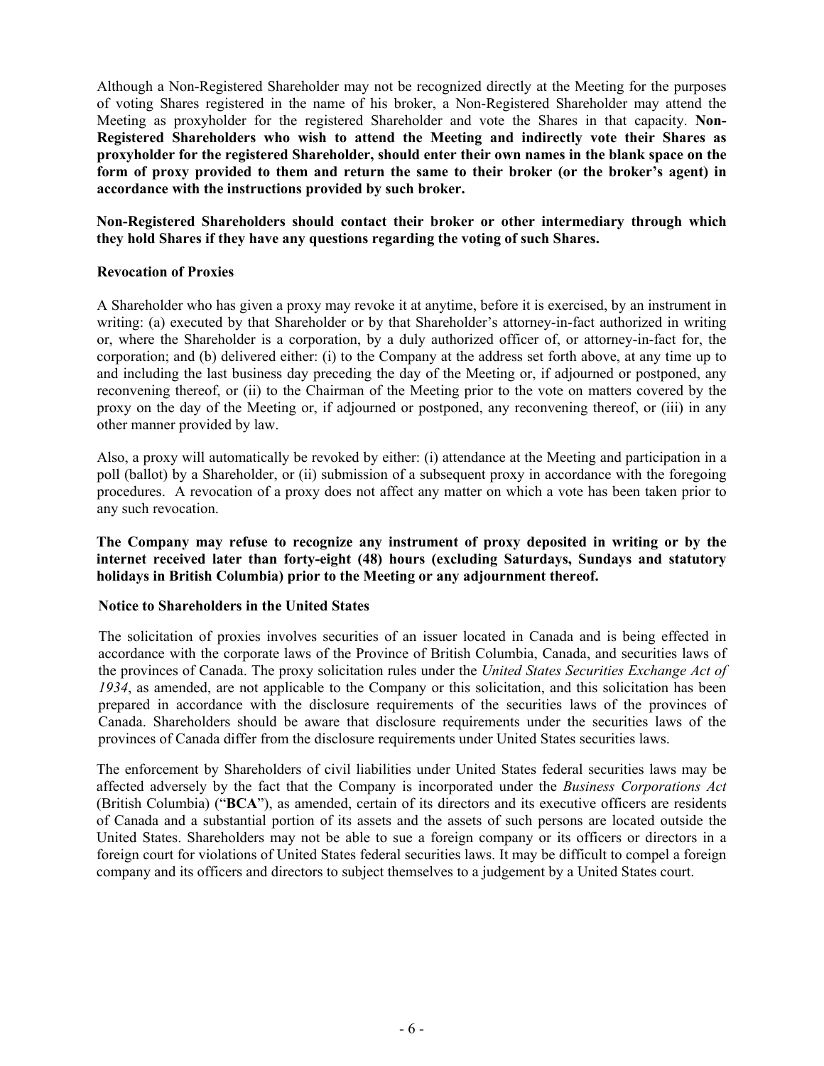Although a Non-Registered Shareholder may not be recognized directly at the Meeting for the purposes of voting Shares registered in the name of his broker, a Non-Registered Shareholder may attend the Meeting as proxyholder for the registered Shareholder and vote the Shares in that capacity. **Non-Registered Shareholders who wish to attend the Meeting and indirectly vote their Shares as proxyholder for the registered Shareholder, should enter their own names in the blank space on the form of proxy provided to them and return the same to their broker (or the broker's agent) in accordance with the instructions provided by such broker.**

**Non-Registered Shareholders should contact their broker or other intermediary through which they hold Shares if they have any questions regarding the voting of such Shares.**

**Revocation of Proxies**

A Shareholder who has given a proxy may revoke it at anytime, before it is exercised, by an instrument in writing: (a) executed by that Shareholder or by that Shareholder's attorney-in-fact authorized in writing or, where the Shareholder is a corporation, by a duly authorized officer of, or attorney-in-fact for, the corporation; and (b) delivered either: (i) to the Company at the address set forth above, at any time up to and including the last business day preceding the day of the Meeting or, if adjourned or postponed, any reconvening thereof, or (ii) to the Chairman of the Meeting prior to the vote on matters covered by the proxy on the day of the Meeting or, if adjourned or postponed, any reconvening thereof, or (iii) in any other manner provided by law.

Also, a proxy will automatically be revoked by either: (i) attendance at the Meeting and participation in a poll (ballot) by a Shareholder, or (ii) submission of a subsequent proxy in accordance with the foregoing procedures. A revocation of a proxy does not affect any matter on which a vote has been taken prior to any such revocation.

**The Company may refuse to recognize any instrument of proxy deposited in writing or by the internet received later than forty-eight (48) hours (excluding Saturdays, Sundays and statutory holidays in British Columbia) prior to the Meeting or any adjournment thereof.**

**Notice to Shareholders in the United States**

The solicitation of proxies involves securities of an issuer located in Canada and is being effected in accordance with the corporate laws of the Province of British Columbia, Canada, and securities laws of the provinces of Canada. The proxy solicitation rules under the *United States Securities Exchange Act of 1934*, as amended, are not applicable to the Company or this solicitation, and this solicitation has been prepared in accordance with the disclosure requirements of the securities laws of the provinces of Canada. Shareholders should be aware that disclosure requirements under the securities laws of the provinces of Canada differ from the disclosure requirements under United States securities laws.

The enforcement by Shareholders of civil liabilities under United States federal securities laws may be affected adversely by the fact that the Company is incorporated under the *Business Corporations Act* (British Columbia) ("**BCA**"), as amended, certain of its directors and its executive officers are residents of Canada and a substantial portion of its assets and the assets of such persons are located outside the United States. Shareholders may not be able to sue a foreign company or its officers or directors in a foreign court for violations of United States federal securities laws. It may be difficult to compel a foreign company and its officers and directors to subject themselves to a judgement by a United States court.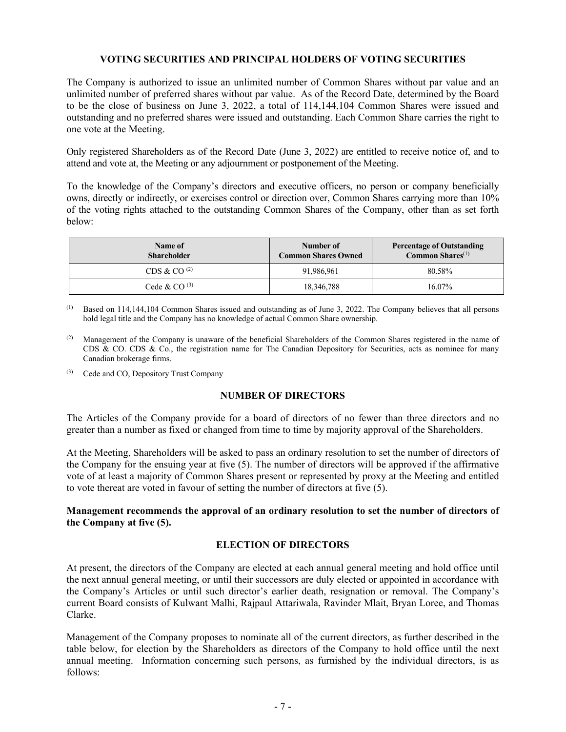## VOTING SECURITIES AND PRINCIPAL HOLDERS OF VOTING SECURITIES

The Company is authorized to issue an unlimited number of Common Shares without par value and an unlimited number of preferred shares without par value. As of the Record Date, determined by the Board to be the close of business on June 3, 2022, a total of 114,144,104 Common Shares were issued and outstanding and no preferred shares were issued and outstanding. Each Common Share carries the right to one vote at the Meeting.

Only registered Shareholders as of the Record Date (June 3, 2022) are entitled to receive notice of, and to attend and vote at, the Meeting or any adjournment or postponement of the Meeting.

To the knowledge of the Company's directors and executive officers, no person or company beneficially owns, directly or indirectly, or exercises control or direction over, Common Shares carrying more than 10% of the voting rights attached to the outstanding Common Shares of the Company, other than as set forth below:

| Name of Shareholder | Number of Common Shares Owned | Percentage of Outstanding Common Shares(1) |
|---|---|---|
| CDS & CO (2) | 91,986,961 | 80.58% |
| Cede & CO (3) | 18,346,788 | 16.07% |

(1) Based on 114,144,104 Common Shares issued and outstanding as of June 3, 2022. The Company believes that all persons hold legal title and the Company has no knowledge of actual Common Share ownership.

(2) Management of the Company is unaware of the beneficial Shareholders of the Common Shares registered in the name of CDS & CO. CDS & Co., the registration name for The Canadian Depository for Securities, acts as nominee for many Canadian brokerage firms.

(3) Cede and CO, Depository Trust Company

## NUMBER OF DIRECTORS

The Articles of the Company provide for a board of directors of no fewer than three directors and no greater than a number as fixed or changed from time to time by majority approval of the Shareholders.

At the Meeting, Shareholders will be asked to pass an ordinary resolution to set the number of directors of the Company for the ensuing year at five (5). The number of directors will be approved if the affirmative vote of at least a majority of Common Shares present or represented by proxy at the Meeting and entitled to vote thereat are voted in favour of setting the number of directors at five (5).

**Management recommends the approval of an ordinary resolution to set the number of directors of the Company at five (5).**

## ELECTION OF DIRECTORS

At present, the directors of the Company are elected at each annual general meeting and hold office until the next annual general meeting, or until their successors are duly elected or appointed in accordance with the Company's Articles or until such director's earlier death, resignation or removal. The Company's current Board consists of Kulwant Malhi, Rajpaul Attariwala, Ravinder Mlait, Bryan Loree, and Thomas Clarke.

Management of the Company proposes to nominate all of the current directors, as further described in the table below, for election by the Shareholders as directors of the Company to hold office until the next annual meeting. Information concerning such persons, as furnished by the individual directors, is as follows: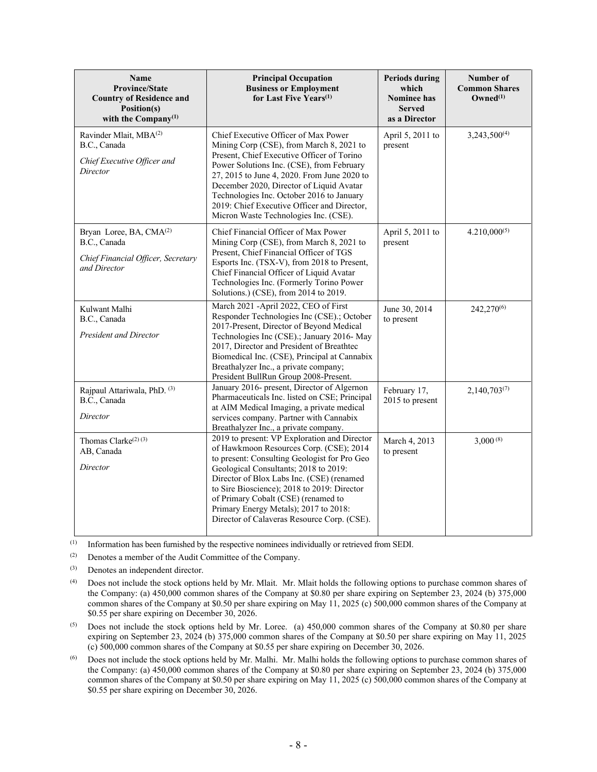| Name<br>Province/State<br>Country of Residence and Position(s)<br>with the Company[1] | Principal Occupation<br>Business or Employment<br>for Last Five Years[1] | Periods during which Nominee has Served as a Director | Number of Common Shares Owned[1] |
|---|---|---|---|
| Ravinder Mlait, MBA[2]<br>B.C., Canada<br>*Chief Executive Officer and Director* | Chief Executive Officer of Max Power Mining Corp (CSE), from March 8, 2021 to Present, Chief Executive Officer of Torino Power Solutions Inc. (CSE), from February 27, 2015 to June 4, 2020. From June 2020 to December 2020, Director of Liquid Avatar Technologies Inc. October 2016 to January 2019: Chief Executive Officer and Director, Micron Waste Technologies Inc. (CSE). | April 5, 2011 to present | 3,243,500[4] |
| Bryan Loree, BA, CMA[2]<br>B.C., Canada<br>*Chief Financial Officer, Secretary and Director* | Chief Financial Officer of Max Power Mining Corp (CSE), from March 8, 2021 to Present, Chief Financial Officer of TGS Esports Inc. (TSX-V), from 2018 to Present, Chief Financial Officer of Liquid Avatar Technologies Inc. (Formerly Torino Power Solutions.) (CSE), from 2014 to 2019. | April 5, 2011 to present | 4.210,000[5] |
| Kulwant Malhi<br>B.C., Canada<br>*President and Director* | March 2021 -April 2022, CEO of First Responder Technologies Inc (CSE).; October 2017-Present, Director of Beyond Medical Technologies Inc (CSE).; January 2016- May 2017, Director and President of Breathtec Biomedical Inc. (CSE), Principal at Cannabix Breathalyzer Inc., a private company; President BullRun Group 2008-Present. | June 30, 2014 to present | 242,270[6] |
| Rajpaul Attariwala, PhD. [3]<br>B.C., Canada<br>*Director* | January 2016- present, Director of Algernon Pharmaceuticals Inc. listed on CSE; Principal at AIM Medical Imaging, a private medical services company. Partner with Cannabix Breathalyzer Inc., a private company. | February 17, 2015 to present | 2,140,703[7] |
| Thomas Clarke[2] [3]<br>AB, Canada<br>*Director* | 2019 to present: VP Exploration and Director of Hawkmoon Resources Corp. (CSE); 2014 to present: Consulting Geologist for Pro Geo Geological Consultants; 2018 to 2019: Director of Blox Labs Inc. (CSE) (renamed to Sire Bioscience); 2018 to 2019: Director of Primary Cobalt (CSE) (renamed to Primary Energy Metals); 2017 to 2018: Director of Calaveras Resource Corp. (CSE). | March 4, 2013 to present | 3,000 [8] |

(1) Information has been furnished by the respective nominees individually or retrieved from SEDI.

(2) Denotes a member of the Audit Committee of the Company.

(3) Denotes an independent director.

(4) Does not include the stock options held by Mr. Mlait. Mr. Mlait holds the following options to purchase common shares of the Company: (a) 450,000 common shares of the Company at $0.80 per share expiring on September 23, 2024 (b) 375,000 common shares of the Company at $0.50 per share expiring on May 11, 2025 (c) 500,000 common shares of the Company at $0.55 per share expiring on December 30, 2026.

(5) Does not include the stock options held by Mr. Loree. (a) 450,000 common shares of the Company at $0.80 per share expiring on September 23, 2024 (b) 375,000 common shares of the Company at $0.50 per share expiring on May 11, 2025 (c) 500,000 common shares of the Company at $0.55 per share expiring on December 30, 2026.

(6) Does not include the stock options held by Mr. Malhi. Mr. Malhi holds the following options to purchase common shares of the Company: (a) 450,000 common shares of the Company at $0.80 per share expiring on September 23, 2024 (b) 375,000 common shares of the Company at $0.50 per share expiring on May 11, 2025 (c) 500,000 common shares of the Company at $0.55 per share expiring on December 30, 2026.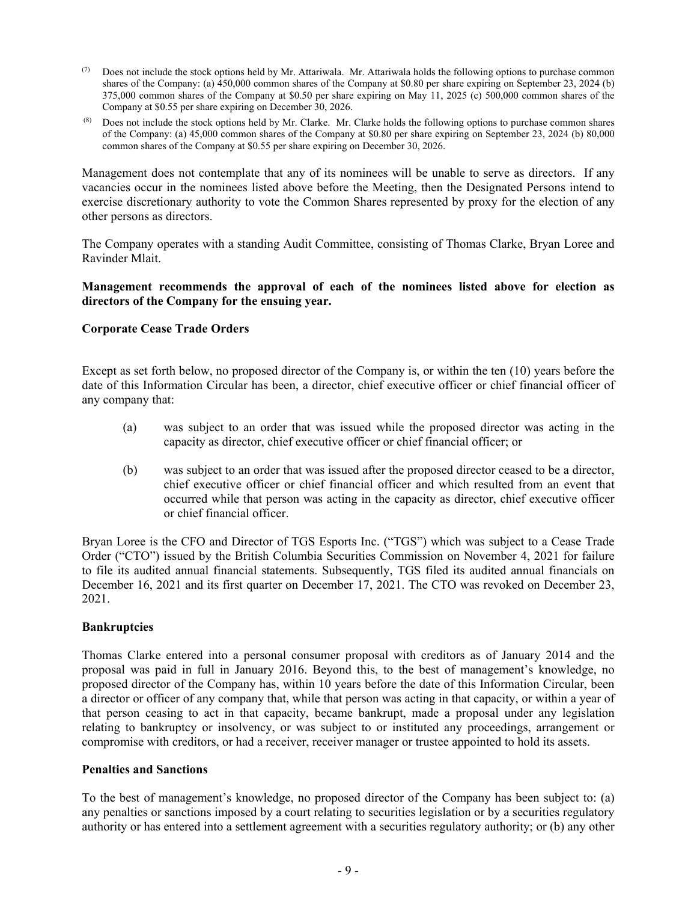(7) Does not include the stock options held by Mr. Attariwala. Mr. Attariwala holds the following options to purchase common shares of the Company: (a) 450,000 common shares of the Company at $0.80 per share expiring on September 23, 2024 (b) 375,000 common shares of the Company at $0.50 per share expiring on May 11, 2025 (c) 500,000 common shares of the Company at $0.55 per share expiring on December 30, 2026.

(8) Does not include the stock options held by Mr. Clarke. Mr. Clarke holds the following options to purchase common shares of the Company: (a) 45,000 common shares of the Company at $0.80 per share expiring on September 23, 2024 (b) 80,000 common shares of the Company at $0.55 per share expiring on December 30, 2026.

Management does not contemplate that any of its nominees will be unable to serve as directors. If any vacancies occur in the nominees listed above before the Meeting, then the Designated Persons intend to exercise discretionary authority to vote the Common Shares represented by proxy for the election of any other persons as directors.

The Company operates with a standing Audit Committee, consisting of Thomas Clarke, Bryan Loree and Ravinder Mlait.

**Management recommends the approval of each of the nominees listed above for election as directors of the Company for the ensuing year.**

**Corporate Cease Trade Orders**

Except as set forth below, no proposed director of the Company is, or within the ten (10) years before the date of this Information Circular has been, a director, chief executive officer or chief financial officer of any company that:

(a) was subject to an order that was issued while the proposed director was acting in the capacity as director, chief executive officer or chief financial officer; or

(b) was subject to an order that was issued after the proposed director ceased to be a director, chief executive officer or chief financial officer and which resulted from an event that occurred while that person was acting in the capacity as director, chief executive officer or chief financial officer.

Bryan Loree is the CFO and Director of TGS Esports Inc. ("TGS") which was subject to a Cease Trade Order ("CTO") issued by the British Columbia Securities Commission on November 4, 2021 for failure to file its audited annual financial statements. Subsequently, TGS filed its audited annual financials on December 16, 2021 and its first quarter on December 17, 2021. The CTO was revoked on December 23, 2021.

**Bankruptcies**

Thomas Clarke entered into a personal consumer proposal with creditors as of January 2014 and the proposal was paid in full in January 2016. Beyond this, to the best of management's knowledge, no proposed director of the Company has, within 10 years before the date of this Information Circular, been a director or officer of any company that, while that person was acting in that capacity, or within a year of that person ceasing to act in that capacity, became bankrupt, made a proposal under any legislation relating to bankruptcy or insolvency, or was subject to or instituted any proceedings, arrangement or compromise with creditors, or had a receiver, receiver manager or trustee appointed to hold its assets.

**Penalties and Sanctions**

To the best of management's knowledge, no proposed director of the Company has been subject to: (a) any penalties or sanctions imposed by a court relating to securities legislation or by a securities regulatory authority or has entered into a settlement agreement with a securities regulatory authority; or (b) any other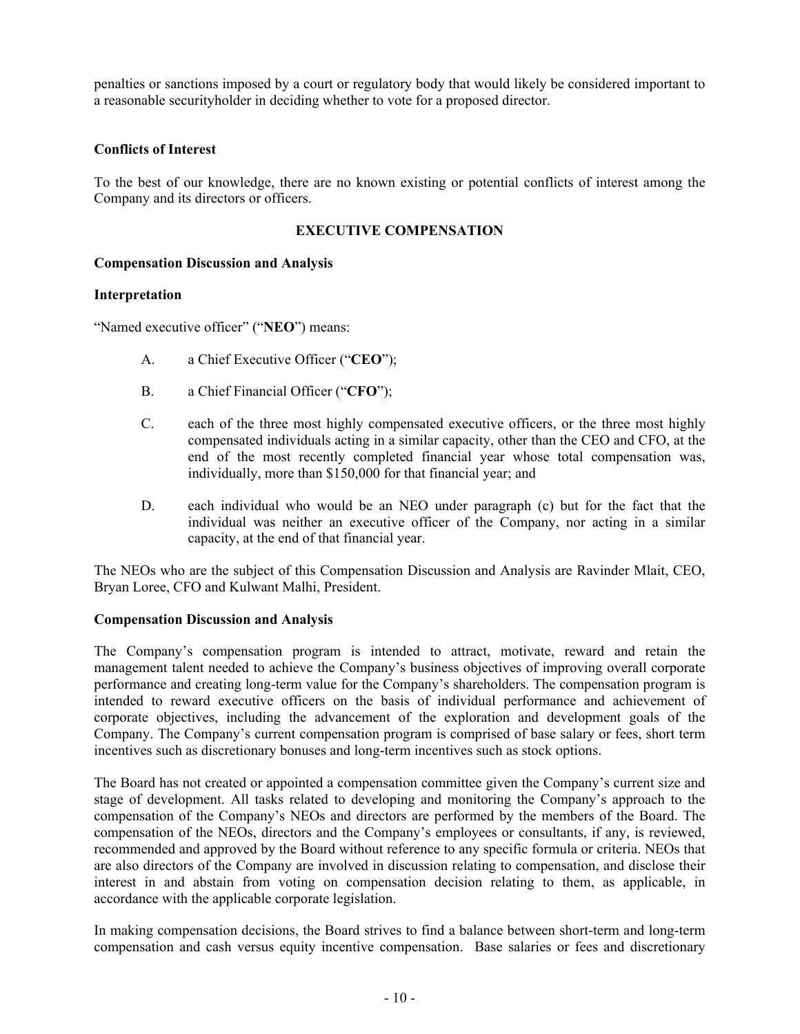penalties or sanctions imposed by a court or regulatory body that would likely be considered important to a reasonable securityholder in deciding whether to vote for a proposed director.

**Conflicts of Interest**

To the best of our knowledge, there are no known existing or potential conflicts of interest among the Company and its directors or officers.

## EXECUTIVE COMPENSATION

**Compensation Discussion and Analysis**

**Interpretation**

"Named executive officer" ("**NEO**") means:

A. a Chief Executive Officer ("**CEO**");

B. a Chief Financial Officer ("**CFO**");

C. each of the three most highly compensated executive officers, or the three most highly compensated individuals acting in a similar capacity, other than the CEO and CFO, at the end of the most recently completed financial year whose total compensation was, individually, more than $150,000 for that financial year; and

D. each individual who would be an NEO under paragraph (c) but for the fact that the individual was neither an executive officer of the Company, nor acting in a similar capacity, at the end of that financial year.

The NEOs who are the subject of this Compensation Discussion and Analysis are Ravinder Mlait, CEO, Bryan Loree, CFO and Kulwant Malhi, President.

**Compensation Discussion and Analysis**

The Company's compensation program is intended to attract, motivate, reward and retain the management talent needed to achieve the Company's business objectives of improving overall corporate performance and creating long-term value for the Company's shareholders. The compensation program is intended to reward executive officers on the basis of individual performance and achievement of corporate objectives, including the advancement of the exploration and development goals of the Company. The Company's current compensation program is comprised of base salary or fees, short term incentives such as discretionary bonuses and long-term incentives such as stock options.

The Board has not created or appointed a compensation committee given the Company's current size and stage of development. All tasks related to developing and monitoring the Company's approach to the compensation of the Company's NEOs and directors are performed by the members of the Board. The compensation of the NEOs, directors and the Company's employees or consultants, if any, is reviewed, recommended and approved by the Board without reference to any specific formula or criteria. NEOs that are also directors of the Company are involved in discussion relating to compensation, and disclose their interest in and abstain from voting on compensation decision relating to them, as applicable, in accordance with the applicable corporate legislation.

In making compensation decisions, the Board strives to find a balance between short-term and long-term compensation and cash versus equity incentive compensation. Base salaries or fees and discretionary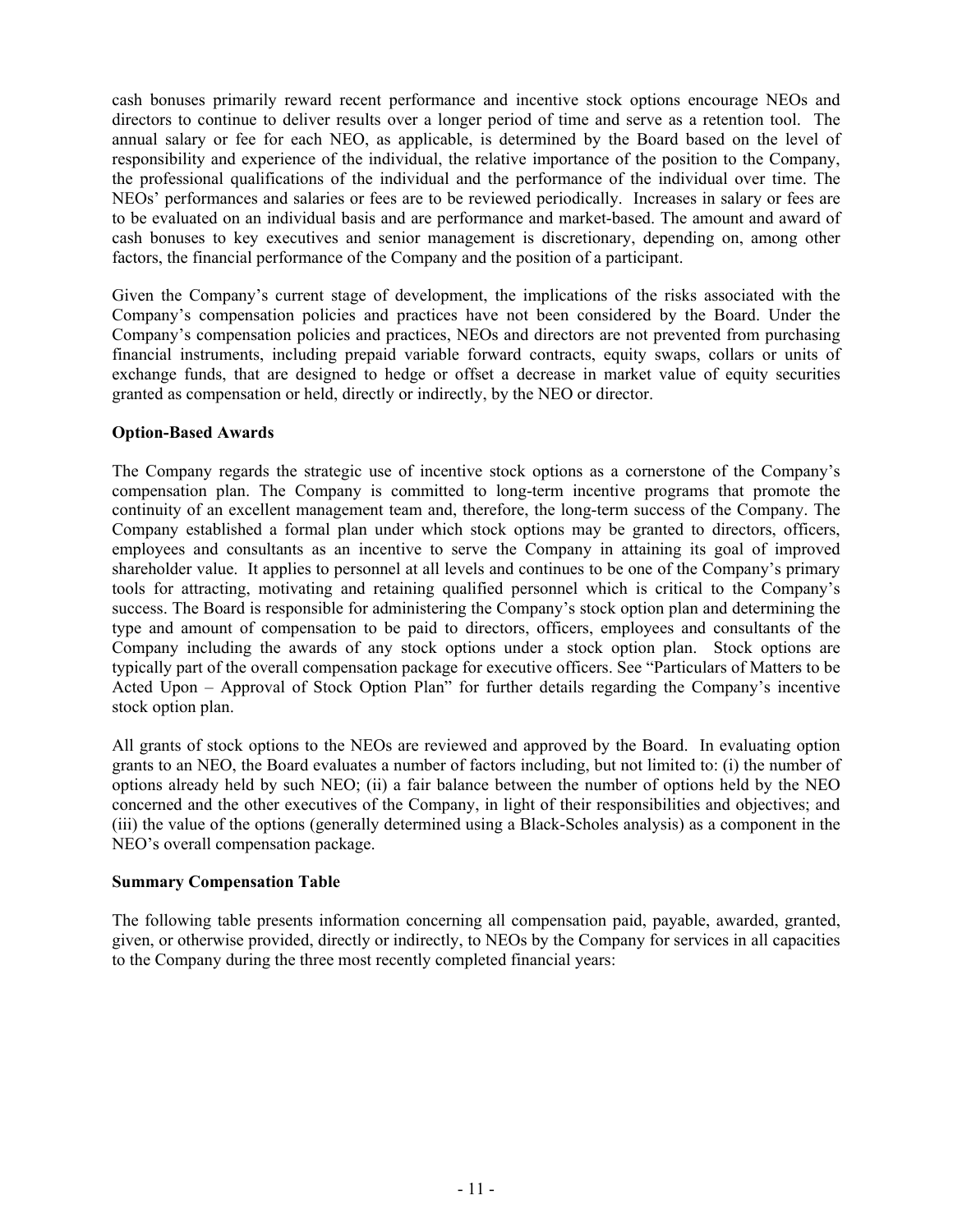cash bonuses primarily reward recent performance and incentive stock options encourage NEOs and directors to continue to deliver results over a longer period of time and serve as a retention tool. The annual salary or fee for each NEO, as applicable, is determined by the Board based on the level of responsibility and experience of the individual, the relative importance of the position to the Company, the professional qualifications of the individual and the performance of the individual over time. The NEOs' performances and salaries or fees are to be reviewed periodically. Increases in salary or fees are to be evaluated on an individual basis and are performance and market-based. The amount and award of cash bonuses to key executives and senior management is discretionary, depending on, among other factors, the financial performance of the Company and the position of a participant.

Given the Company's current stage of development, the implications of the risks associated with the Company's compensation policies and practices have not been considered by the Board. Under the Company's compensation policies and practices, NEOs and directors are not prevented from purchasing financial instruments, including prepaid variable forward contracts, equity swaps, collars or units of exchange funds, that are designed to hedge or offset a decrease in market value of equity securities granted as compensation or held, directly or indirectly, by the NEO or director.

**Option-Based Awards**

The Company regards the strategic use of incentive stock options as a cornerstone of the Company's compensation plan. The Company is committed to long-term incentive programs that promote the continuity of an excellent management team and, therefore, the long-term success of the Company. The Company established a formal plan under which stock options may be granted to directors, officers, employees and consultants as an incentive to serve the Company in attaining its goal of improved shareholder value. It applies to personnel at all levels and continues to be one of the Company's primary tools for attracting, motivating and retaining qualified personnel which is critical to the Company's success. The Board is responsible for administering the Company's stock option plan and determining the type and amount of compensation to be paid to directors, officers, employees and consultants of the Company including the awards of any stock options under a stock option plan. Stock options are typically part of the overall compensation package for executive officers. See "Particulars of Matters to be Acted Upon – Approval of Stock Option Plan" for further details regarding the Company's incentive stock option plan.

All grants of stock options to the NEOs are reviewed and approved by the Board. In evaluating option grants to an NEO, the Board evaluates a number of factors including, but not limited to: (i) the number of options already held by such NEO; (ii) a fair balance between the number of options held by the NEO concerned and the other executives of the Company, in light of their responsibilities and objectives; and (iii) the value of the options (generally determined using a Black-Scholes analysis) as a component in the NEO's overall compensation package.

**Summary Compensation Table**

The following table presents information concerning all compensation paid, payable, awarded, granted, given, or otherwise provided, directly or indirectly, to NEOs by the Company for services in all capacities to the Company during the three most recently completed financial years: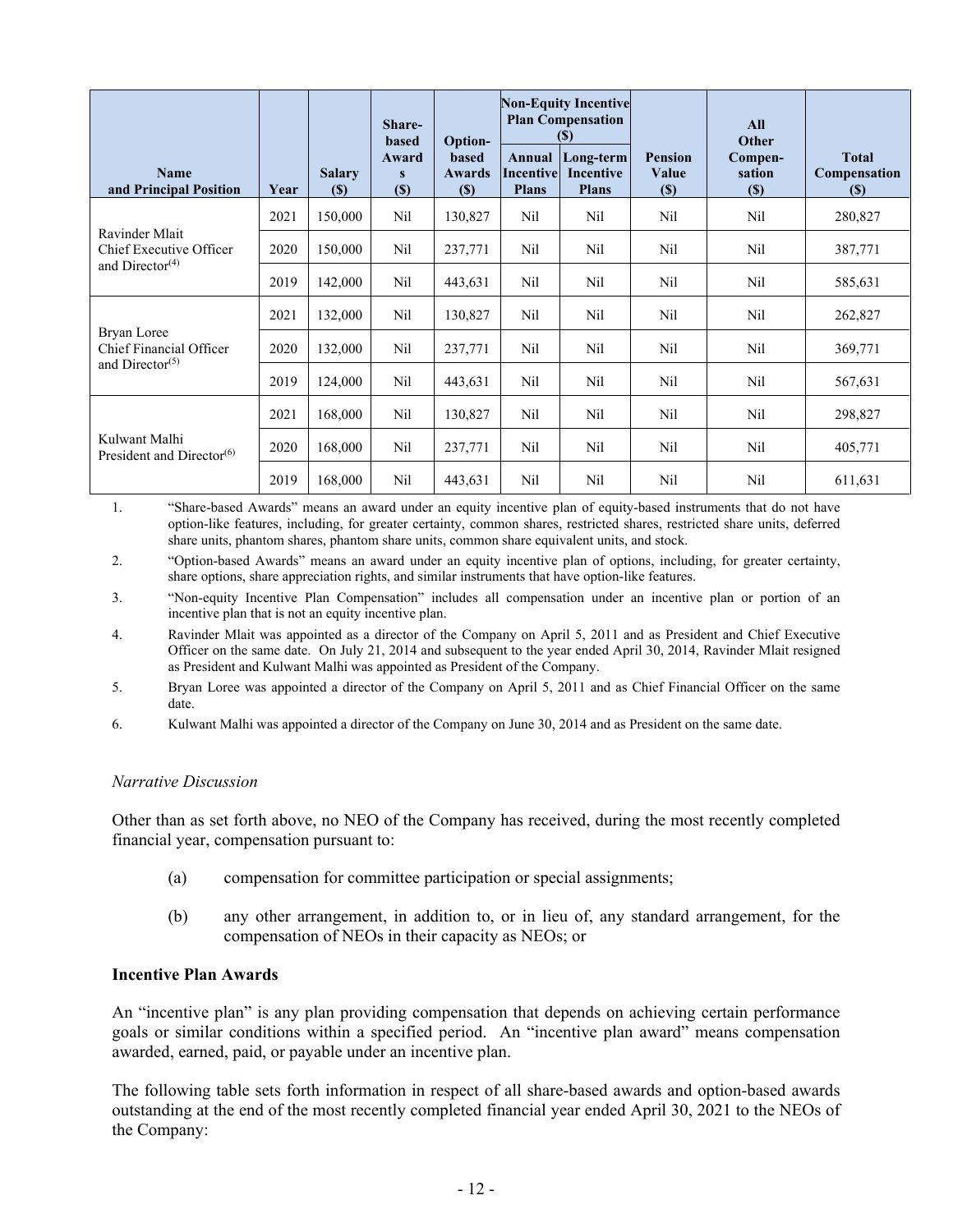| Name and Principal Position | Year | Salary ($) | Share-based Awards ($) | Option-based Awards ($) | Non-Equity Incentive Plan Compensation ($) | | Pension Value ($) | All Other Compen-sation ($) | Total Compensation ($) |
|---|---|---|---|---|---|---|---|---|---|
| | | | | | Annual Incentive Plans | Long-term Incentive Plans | | | |
| Ravinder Mlait Chief Executive Officer and Director[(4)] | 2021 | 150,000 | Nil | 130,827 | Nil | Nil | Nil | Nil | 280,827 |
| | 2020 | 150,000 | Nil | 237,771 | Nil | Nil | Nil | Nil | 387,771 |
| | 2019 | 142,000 | Nil | 443,631 | Nil | Nil | Nil | Nil | 585,631 |
| Bryan Loree Chief Financial Officer and Director[(5)] | 2021 | 132,000 | Nil | 130,827 | Nil | Nil | Nil | Nil | 262,827 |
| | 2020 | 132,000 | Nil | 237,771 | Nil | Nil | Nil | Nil | 369,771 |
| | 2019 | 124,000 | Nil | 443,631 | Nil | Nil | Nil | Nil | 567,631 |
| Kulwant Malhi President and Director[(6)] | 2021 | 168,000 | Nil | 130,827 | Nil | Nil | Nil | Nil | 298,827 |
| | 2020 | 168,000 | Nil | 237,771 | Nil | Nil | Nil | Nil | 405,771 |
| | 2019 | 168,000 | Nil | 443,631 | Nil | Nil | Nil | Nil | 611,631 |

1. "Share-based Awards" means an award under an equity incentive plan of equity-based instruments that do not have option-like features, including, for greater certainty, common shares, restricted shares, restricted share units, deferred share units, phantom shares, phantom share units, common share equivalent units, and stock.
2. "Option-based Awards" means an award under an equity incentive plan of options, including, for greater certainty, share options, share appreciation rights, and similar instruments that have option-like features.
3. "Non-equity Incentive Plan Compensation" includes all compensation under an incentive plan or portion of an incentive plan that is not an equity incentive plan.
4. Ravinder Mlait was appointed as a director of the Company on April 5, 2011 and as President and Chief Executive Officer on the same date. On July 21, 2014 and subsequent to the year ended April 30, 2014, Ravinder Mlait resigned as President and Kulwant Malhi was appointed as President of the Company.
5. Bryan Loree was appointed a director of the Company on April 5, 2011 and as Chief Financial Officer on the same date.
6. Kulwant Malhi was appointed a director of the Company on June 30, 2014 and as President on the same date.

*Narrative Discussion*

Other than as set forth above, no NEO of the Company has received, during the most recently completed financial year, compensation pursuant to:

(a) compensation for committee participation or special assignments;

(b) any other arrangement, in addition to, or in lieu of, any standard arrangement, for the compensation of NEOs in their capacity as NEOs; or

**Incentive Plan Awards**

An "incentive plan" is any plan providing compensation that depends on achieving certain performance goals or similar conditions within a specified period. An "incentive plan award" means compensation awarded, earned, paid, or payable under an incentive plan.

The following table sets forth information in respect of all share-based awards and option-based awards outstanding at the end of the most recently completed financial year ended April 30, 2021 to the NEOs of the Company: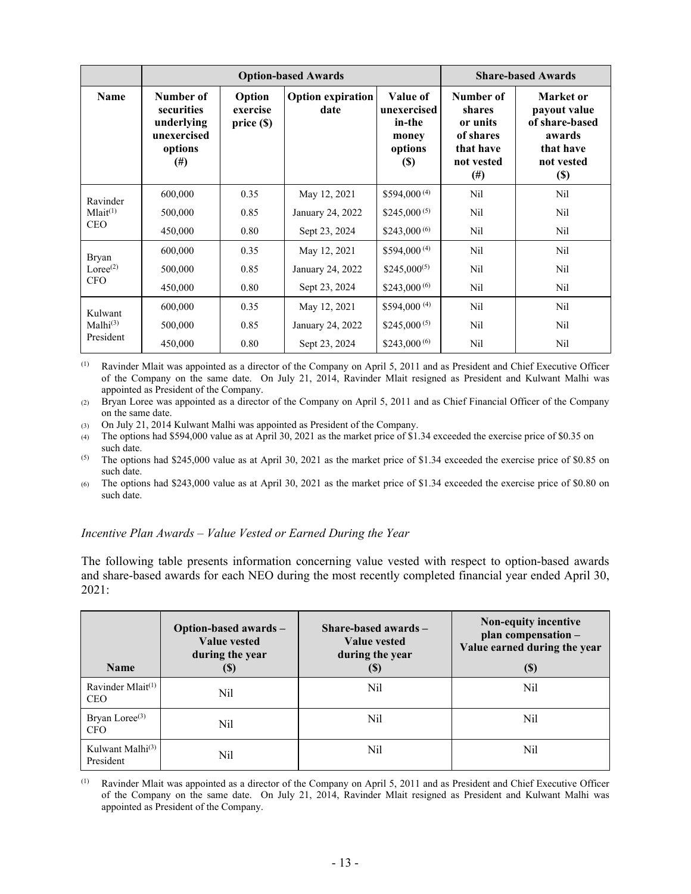| | Option-based Awards | | | | Share-based Awards | |
|---|---|---|---|---|---|---|
| **Name** | **Number of securities underlying unexercised options (#)** | **Option exercise price ($)** | **Option expiration date** | **Value of unexercised in-the money options ($)** | **Number of shares or units of shares that have not vested (#)** | **Market or payout value of share-based awards that have not vested ($)** |
| Ravinder Mlait[1] CEO | 600,000 | 0.35 | May 12, 2021 | $594,000 [4] | Nil | Nil |
| | 500,000 | 0.85 | January 24, 2022 | $245,000 [5] | Nil | Nil |
| | 450,000 | 0.80 | Sept 23, 2024 | $243,000 [6] | Nil | Nil |
| Bryan Loree[2] CFO | 600,000 | 0.35 | May 12, 2021 | $594,000 [4] | Nil | Nil |
| | 500,000 | 0.85 | January 24, 2022 | $245,000[5] | Nil | Nil |
| | 450,000 | 0.80 | Sept 23, 2024 | $243,000 [6] | Nil | Nil |
| Kulwant Malhi[3] President | 600,000 | 0.35 | May 12, 2021 | $594,000 [4] | Nil | Nil |
| | 500,000 | 0.85 | January 24, 2022 | $245,000 [5] | Nil | Nil |
| | 450,000 | 0.80 | Sept 23, 2024 | $243,000 [6] | Nil | Nil |

(1) Ravinder Mlait was appointed as a director of the Company on April 5, 2011 and as President and Chief Executive Officer of the Company on the same date. On July 21, 2014, Ravinder Mlait resigned as President and Kulwant Malhi was appointed as President of the Company.

(2) Bryan Loree was appointed as a director of the Company on April 5, 2011 and as Chief Financial Officer of the Company on the same date.

(3) On July 21, 2014 Kulwant Malhi was appointed as President of the Company.

(4) The options had $594,000 value as at April 30, 2021 as the market price of $1.34 exceeded the exercise price of $0.35 on such date.

(5) The options had $245,000 value as at April 30, 2021 as the market price of $1.34 exceeded the exercise price of $0.85 on such date.

(6) The options had $243,000 value as at April 30, 2021 as the market price of $1.34 exceeded the exercise price of $0.80 on such date.

*Incentive Plan Awards – Value Vested or Earned During the Year*

The following table presents information concerning value vested with respect to option-based awards and share-based awards for each NEO during the most recently completed financial year ended April 30, 2021:

| Name | Option-based awards – Value vested during the year ($) | Share-based awards – Value vested during the year ($) | Non-equity incentive plan compensation – Value earned during the year ($) |
|---|---|---|---|
| Ravinder Mlait[1] CEO | Nil | Nil | Nil |
| Bryan Loree[3] CFO | Nil | Nil | Nil |
| Kulwant Malhi[3] President | Nil | Nil | Nil |

(1) Ravinder Mlait was appointed as a director of the Company on April 5, 2011 and as President and Chief Executive Officer of the Company on the same date. On July 21, 2014, Ravinder Mlait resigned as President and Kulwant Malhi was appointed as President of the Company.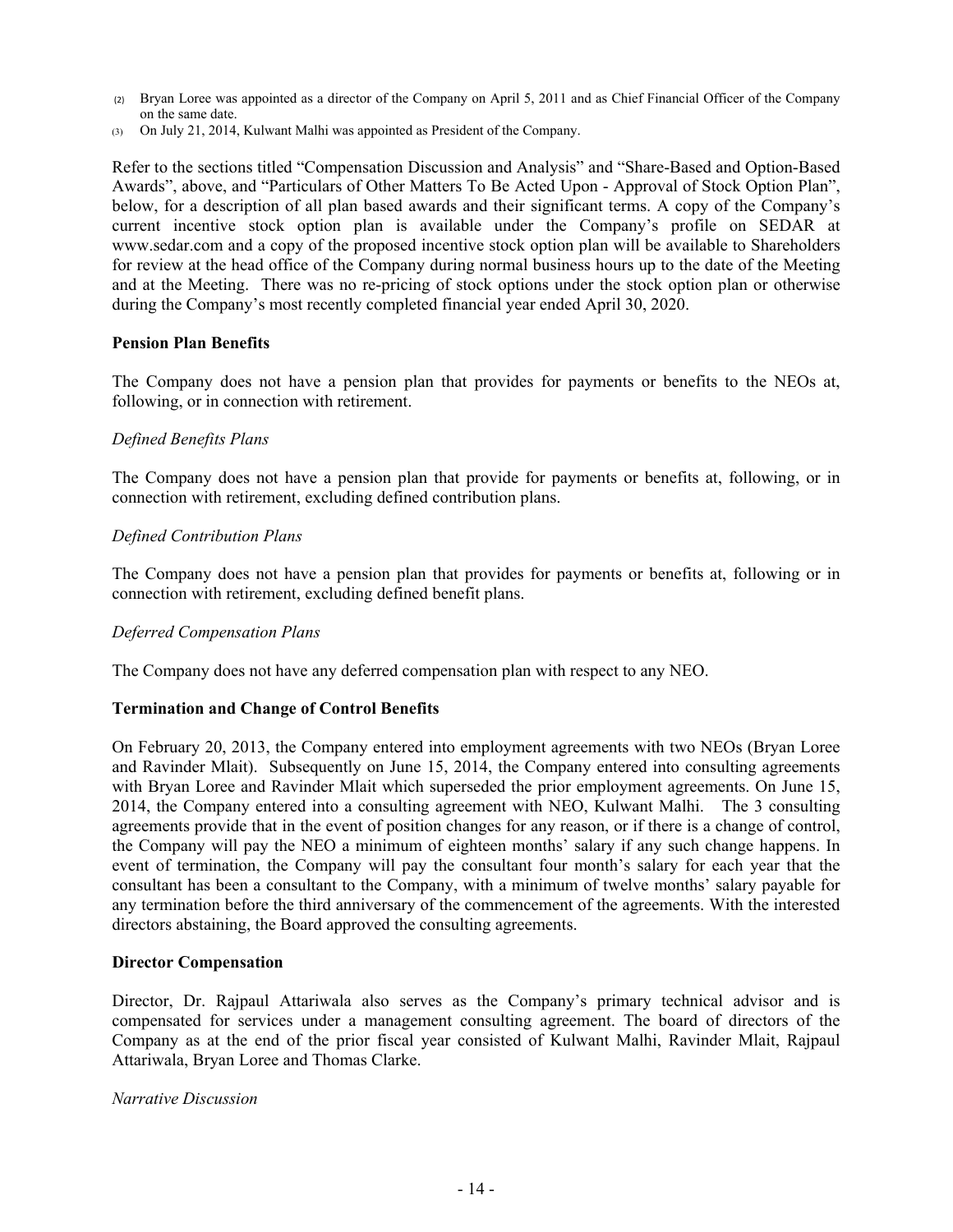(2) Bryan Loree was appointed as a director of the Company on April 5, 2011 and as Chief Financial Officer of the Company on the same date.

(3) On July 21, 2014, Kulwant Malhi was appointed as President of the Company.

Refer to the sections titled "Compensation Discussion and Analysis" and "Share-Based and Option-Based Awards", above, and "Particulars of Other Matters To Be Acted Upon - Approval of Stock Option Plan", below, for a description of all plan based awards and their significant terms. A copy of the Company's current incentive stock option plan is available under the Company's profile on SEDAR at www.sedar.com and a copy of the proposed incentive stock option plan will be available to Shareholders for review at the head office of the Company during normal business hours up to the date of the Meeting and at the Meeting. There was no re-pricing of stock options under the stock option plan or otherwise during the Company's most recently completed financial year ended April 30, 2020.

**Pension Plan Benefits**

The Company does not have a pension plan that provides for payments or benefits to the NEOs at, following, or in connection with retirement.

*Defined Benefits Plans*

The Company does not have a pension plan that provide for payments or benefits at, following, or in connection with retirement, excluding defined contribution plans.

*Defined Contribution Plans*

The Company does not have a pension plan that provides for payments or benefits at, following or in connection with retirement, excluding defined benefit plans.

*Deferred Compensation Plans*

The Company does not have any deferred compensation plan with respect to any NEO.

**Termination and Change of Control Benefits**

On February 20, 2013, the Company entered into employment agreements with two NEOs (Bryan Loree and Ravinder Mlait). Subsequently on June 15, 2014, the Company entered into consulting agreements with Bryan Loree and Ravinder Mlait which superseded the prior employment agreements. On June 15, 2014, the Company entered into a consulting agreement with NEO, Kulwant Malhi. The 3 consulting agreements provide that in the event of position changes for any reason, or if there is a change of control, the Company will pay the NEO a minimum of eighteen months' salary if any such change happens. In event of termination, the Company will pay the consultant four month's salary for each year that the consultant has been a consultant to the Company, with a minimum of twelve months' salary payable for any termination before the third anniversary of the commencement of the agreements. With the interested directors abstaining, the Board approved the consulting agreements.

**Director Compensation**

Director, Dr. Rajpaul Attariwala also serves as the Company's primary technical advisor and is compensated for services under a management consulting agreement. The board of directors of the Company as at the end of the prior fiscal year consisted of Kulwant Malhi, Ravinder Mlait, Rajpaul Attariwala, Bryan Loree and Thomas Clarke.

*Narrative Discussion*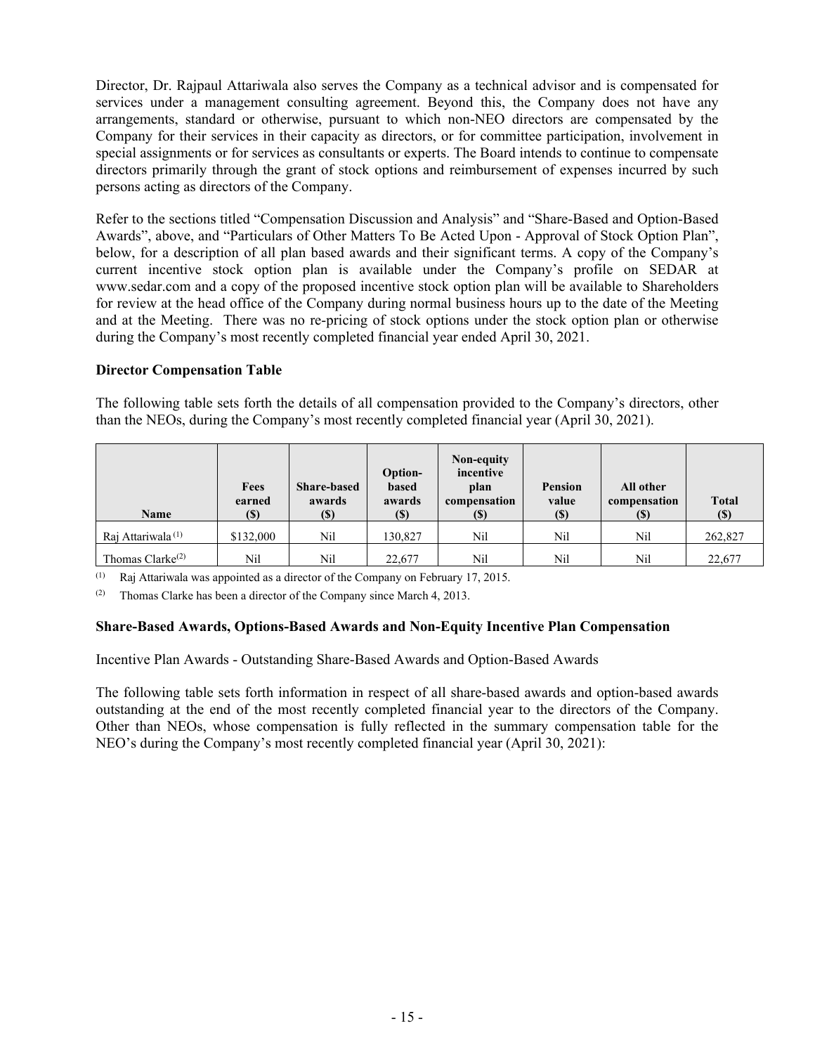Director, Dr. Rajpaul Attariwala also serves the Company as a technical advisor and is compensated for services under a management consulting agreement. Beyond this, the Company does not have any arrangements, standard or otherwise, pursuant to which non-NEO directors are compensated by the Company for their services in their capacity as directors, or for committee participation, involvement in special assignments or for services as consultants or experts. The Board intends to continue to compensate directors primarily through the grant of stock options and reimbursement of expenses incurred by such persons acting as directors of the Company.

Refer to the sections titled "Compensation Discussion and Analysis" and "Share-Based and Option-Based Awards", above, and "Particulars of Other Matters To Be Acted Upon - Approval of Stock Option Plan", below, for a description of all plan based awards and their significant terms. A copy of the Company's current incentive stock option plan is available under the Company's profile on SEDAR at www.sedar.com and a copy of the proposed incentive stock option plan will be available to Shareholders for review at the head office of the Company during normal business hours up to the date of the Meeting and at the Meeting. There was no re-pricing of stock options under the stock option plan or otherwise during the Company's most recently completed financial year ended April 30, 2021.

**Director Compensation Table**

The following table sets forth the details of all compensation provided to the Company's directors, other than the NEOs, during the Company's most recently completed financial year (April 30, 2021).

| Name | Fees earned ($) | Share-based awards ($) | Option-based awards ($) | Non-equity incentive plan compensation ($) | Pension value ($) | All other compensation ($) | Total ($) |
|---|---|---|---|---|---|---|---|
| Raj Attariwala [(1)] | $132,000 | Nil | 130,827 | Nil | Nil | Nil | 262,827 |
| Thomas Clarke[(2)] | Nil | Nil | 22,677 | Nil | Nil | Nil | 22,677 |

(1) Raj Attariwala was appointed as a director of the Company on February 17, 2015.

(2) Thomas Clarke has been a director of the Company since March 4, 2013.

**Share-Based Awards, Options-Based Awards and Non-Equity Incentive Plan Compensation**

Incentive Plan Awards - Outstanding Share-Based Awards and Option-Based Awards

The following table sets forth information in respect of all share-based awards and option-based awards outstanding at the end of the most recently completed financial year to the directors of the Company. Other than NEOs, whose compensation is fully reflected in the summary compensation table for the NEO's during the Company's most recently completed financial year (April 30, 2021):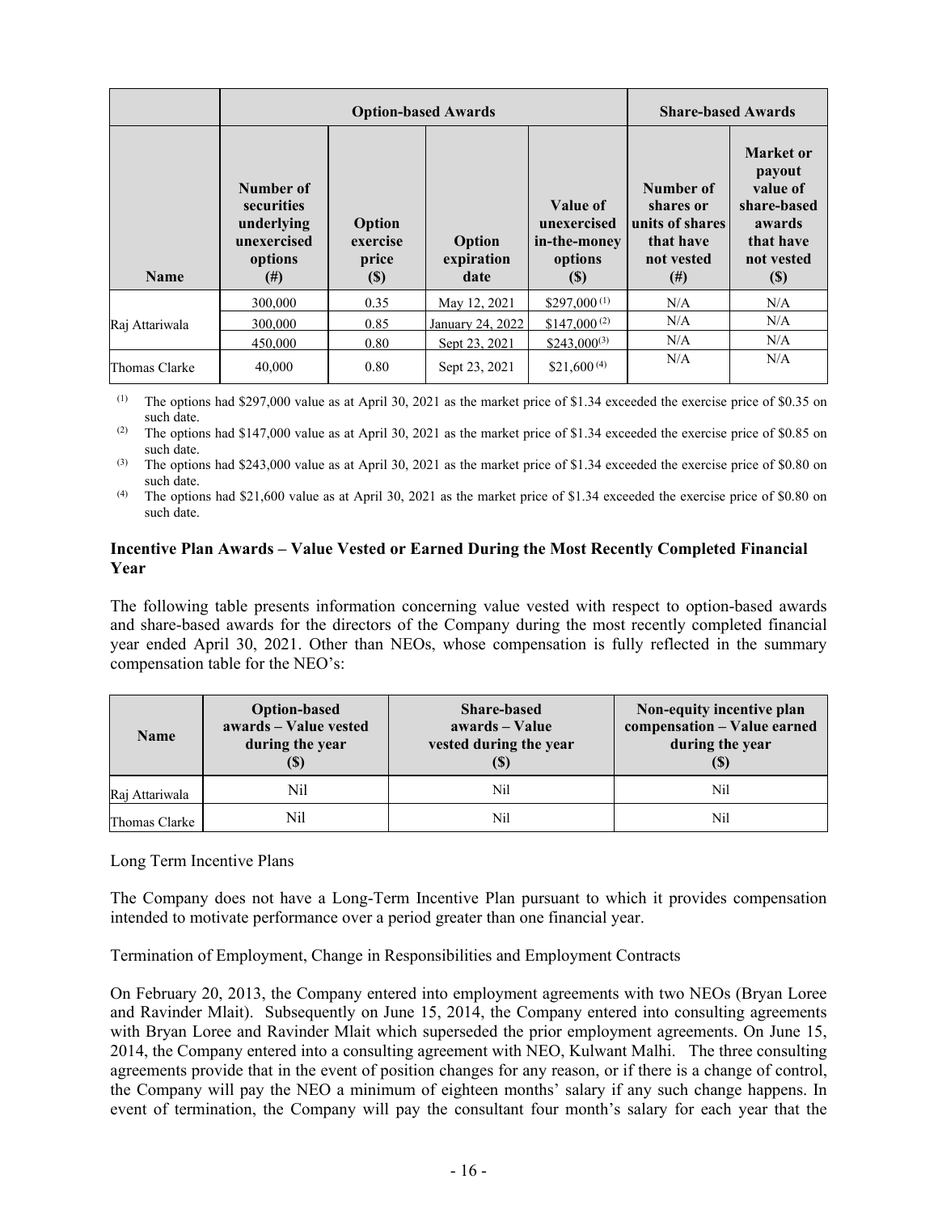| Name | Option-based Awards | | | | Share-based Awards | |
|---|---|---|---|---|---|---|
| | Number of securities underlying unexercised options (#) | Option exercise price ($) | Option expiration date | Value of unexercised in-the-money options ($) | Number of shares or units of shares that have not vested (#) | Market or payout value of share-based awards that have not vested ($) |
| Raj Attariwala | 300,000 | 0.35 | May 12, 2021 | $297,000 [(1)] | N/A | N/A |
| | 300,000 | 0.85 | January 24, 2022 | $147,000 [(2)] | N/A | N/A |
| | 450,000 | 0.80 | Sept 23, 2021 | $243,000[(3)] | N/A | N/A |
| Thomas Clarke | 40,000 | 0.80 | Sept 23, 2021 | $21,600 [(4)] | N/A | N/A |

(1) The options had $297,000 value as at April 30, 2021 as the market price of $1.34 exceeded the exercise price of $0.35 on such date.

(2) The options had $147,000 value as at April 30, 2021 as the market price of $1.34 exceeded the exercise price of $0.85 on such date.

(3) The options had $243,000 value as at April 30, 2021 as the market price of $1.34 exceeded the exercise price of $0.80 on such date.

(4) The options had $21,600 value as at April 30, 2021 as the market price of $1.34 exceeded the exercise price of $0.80 on such date.

### Incentive Plan Awards – Value Vested or Earned During the Most Recently Completed Financial Year

The following table presents information concerning value vested with respect to option-based awards and share-based awards for the directors of the Company during the most recently completed financial year ended April 30, 2021. Other than NEOs, whose compensation is fully reflected in the summary compensation table for the NEO's:

| Name | Option-based awards – Value vested during the year ($) | Share-based awards – Value vested during the year ($) | Non-equity incentive plan compensation – Value earned during the year ($) |
|---|---|---|---|
| Raj Attariwala | Nil | Nil | Nil |
| Thomas Clarke | Nil | Nil | Nil |

Long Term Incentive Plans

The Company does not have a Long-Term Incentive Plan pursuant to which it provides compensation intended to motivate performance over a period greater than one financial year.

Termination of Employment, Change in Responsibilities and Employment Contracts

On February 20, 2013, the Company entered into employment agreements with two NEOs (Bryan Loree and Ravinder Mlait). Subsequently on June 15, 2014, the Company entered into consulting agreements with Bryan Loree and Ravinder Mlait which superseded the prior employment agreements. On June 15, 2014, the Company entered into a consulting agreement with NEO, Kulwant Malhi. The three consulting agreements provide that in the event of position changes for any reason, or if there is a change of control, the Company will pay the NEO a minimum of eighteen months' salary if any such change happens. In event of termination, the Company will pay the consultant four month's salary for each year that the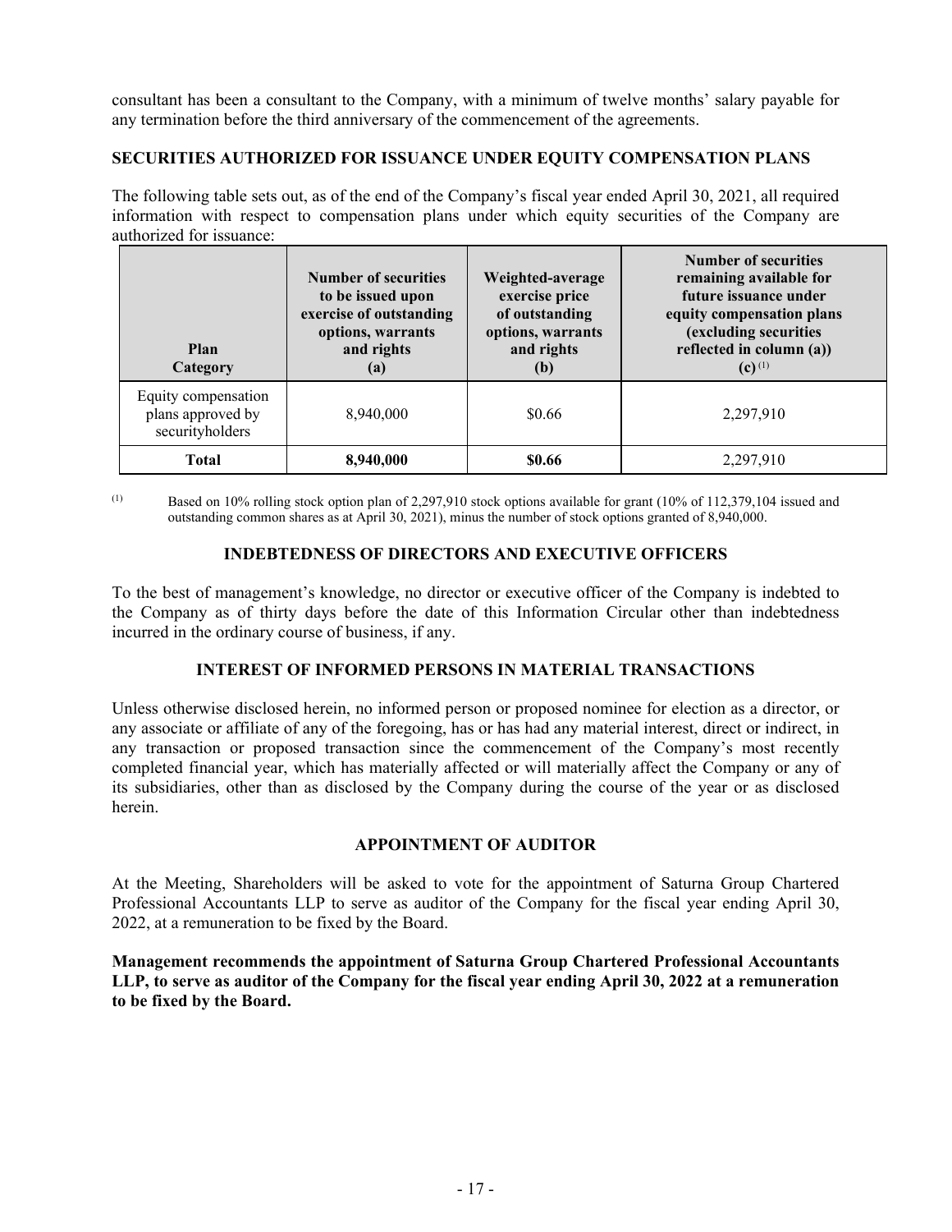consultant has been a consultant to the Company, with a minimum of twelve months' salary payable for any termination before the third anniversary of the commencement of the agreements.

## SECURITIES AUTHORIZED FOR ISSUANCE UNDER EQUITY COMPENSATION PLANS

The following table sets out, as of the end of the Company's fiscal year ended April 30, 2021, all required information with respect to compensation plans under which equity securities of the Company are authorized for issuance:

| Plan Category | Number of securities to be issued upon exercise of outstanding options, warrants and rights (a) | Weighted-average exercise price of outstanding options, warrants and rights (b) | Number of securities remaining available for future issuance under equity compensation plans (excluding securities reflected in column (a)) (c) [1] |
|---|---|---|---|
| Equity compensation plans approved by securityholders | 8,940,000 | $0.66 | 2,297,910 |
| **Total** | **8,940,000** | **$0.66** | 2,297,910 |

[1] Based on 10% rolling stock option plan of 2,297,910 stock options available for grant (10% of 112,379,104 issued and outstanding common shares as at April 30, 2021), minus the number of stock options granted of 8,940,000.

## INDEBTEDNESS OF DIRECTORS AND EXECUTIVE OFFICERS

To the best of management's knowledge, no director or executive officer of the Company is indebted to the Company as of thirty days before the date of this Information Circular other than indebtedness incurred in the ordinary course of business, if any.

## INTEREST OF INFORMED PERSONS IN MATERIAL TRANSACTIONS

Unless otherwise disclosed herein, no informed person or proposed nominee for election as a director, or any associate or affiliate of any of the foregoing, has or has had any material interest, direct or indirect, in any transaction or proposed transaction since the commencement of the Company's most recently completed financial year, which has materially affected or will materially affect the Company or any of its subsidiaries, other than as disclosed by the Company during the course of the year or as disclosed herein.

## APPOINTMENT OF AUDITOR

At the Meeting, Shareholders will be asked to vote for the appointment of Saturna Group Chartered Professional Accountants LLP to serve as auditor of the Company for the fiscal year ending April 30, 2022, at a remuneration to be fixed by the Board.

**Management recommends the appointment of Saturna Group Chartered Professional Accountants LLP, to serve as auditor of the Company for the fiscal year ending April 30, 2022 at a remuneration to be fixed by the Board.**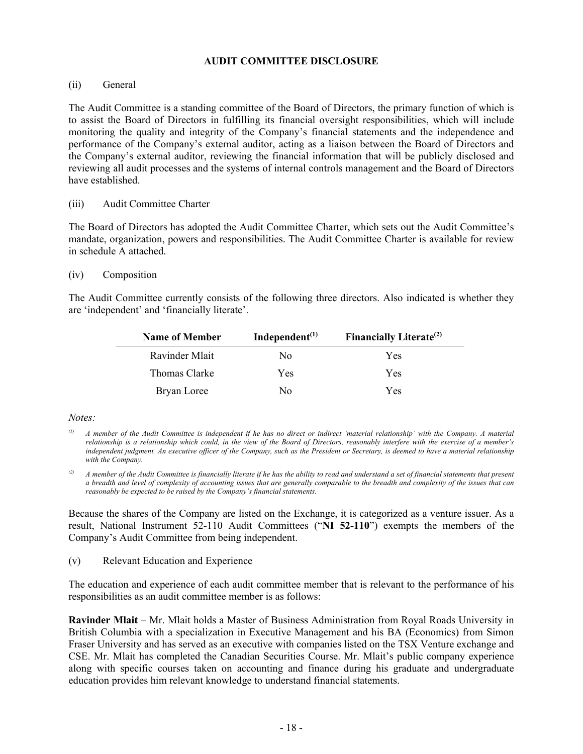## AUDIT COMMITTEE DISCLOSURE

(ii) General

The Audit Committee is a standing committee of the Board of Directors, the primary function of which is to assist the Board of Directors in fulfilling its financial oversight responsibilities, which will include monitoring the quality and integrity of the Company's financial statements and the independence and performance of the Company's external auditor, acting as a liaison between the Board of Directors and the Company's external auditor, reviewing the financial information that will be publicly disclosed and reviewing all audit processes and the systems of internal controls management and the Board of Directors have established.

(iii) Audit Committee Charter

The Board of Directors has adopted the Audit Committee Charter, which sets out the Audit Committee's mandate, organization, powers and responsibilities. The Audit Committee Charter is available for review in schedule A attached.

(iv) Composition

The Audit Committee currently consists of the following three directors. Also indicated is whether they are 'independent' and 'financially literate'.

| Name of Member | Independent[(1)] | Financially Literate[(2)] |
|---|---|---|
| Ravinder Mlait | No | Yes |
| Thomas Clarke | Yes | Yes |
| Bryan Loree | No | Yes |

*Notes:*

[(1)] *A member of the Audit Committee is independent if he has no direct or indirect 'material relationship' with the Company. A material relationship is a relationship which could, in the view of the Board of Directors, reasonably interfere with the exercise of a member's independent judgment. An executive officer of the Company, such as the President or Secretary, is deemed to have a material relationship with the Company.*

[(2)] *A member of the Audit Committee is financially literate if he has the ability to read and understand a set of financial statements that present a breadth and level of complexity of accounting issues that are generally comparable to the breadth and complexity of the issues that can reasonably be expected to be raised by the Company's financial statements.*

Because the shares of the Company are listed on the Exchange, it is categorized as a venture issuer. As a result, National Instrument 52-110 Audit Committees ("**NI 52-110**") exempts the members of the Company's Audit Committee from being independent.

(v) Relevant Education and Experience

The education and experience of each audit committee member that is relevant to the performance of his responsibilities as an audit committee member is as follows:

**Ravinder Mlait** – Mr. Mlait holds a Master of Business Administration from Royal Roads University in British Columbia with a specialization in Executive Management and his BA (Economics) from Simon Fraser University and has served as an executive with companies listed on the TSX Venture exchange and CSE. Mr. Mlait has completed the Canadian Securities Course. Mr. Mlait's public company experience along with specific courses taken on accounting and finance during his graduate and undergraduate education provides him relevant knowledge to understand financial statements.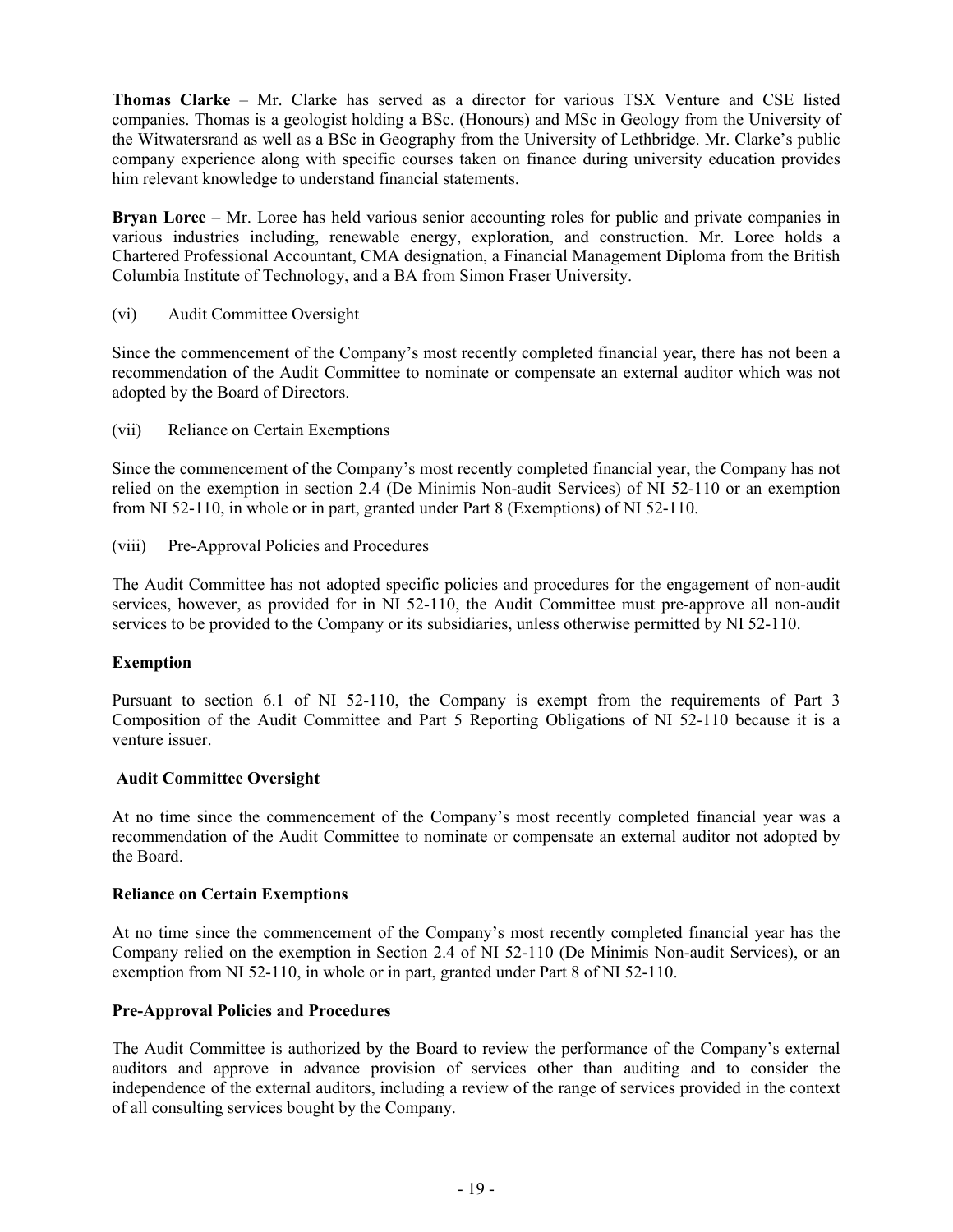**Thomas Clarke** – Mr. Clarke has served as a director for various TSX Venture and CSE listed companies. Thomas is a geologist holding a BSc. (Honours) and MSc in Geology from the University of the Witwatersrand as well as a BSc in Geography from the University of Lethbridge. Mr. Clarke's public company experience along with specific courses taken on finance during university education provides him relevant knowledge to understand financial statements.

**Bryan Loree** – Mr. Loree has held various senior accounting roles for public and private companies in various industries including, renewable energy, exploration, and construction. Mr. Loree holds a Chartered Professional Accountant, CMA designation, a Financial Management Diploma from the British Columbia Institute of Technology, and a BA from Simon Fraser University.

(vi) Audit Committee Oversight

Since the commencement of the Company's most recently completed financial year, there has not been a recommendation of the Audit Committee to nominate or compensate an external auditor which was not adopted by the Board of Directors.

(vii) Reliance on Certain Exemptions

Since the commencement of the Company's most recently completed financial year, the Company has not relied on the exemption in section 2.4 (De Minimis Non-audit Services) of NI 52-110 or an exemption from NI 52-110, in whole or in part, granted under Part 8 (Exemptions) of NI 52-110.

(viii) Pre-Approval Policies and Procedures

The Audit Committee has not adopted specific policies and procedures for the engagement of non-audit services, however, as provided for in NI 52-110, the Audit Committee must pre-approve all non-audit services to be provided to the Company or its subsidiaries, unless otherwise permitted by NI 52-110.

**Exemption**

Pursuant to section 6.1 of NI 52-110, the Company is exempt from the requirements of Part 3 Composition of the Audit Committee and Part 5 Reporting Obligations of NI 52-110 because it is a venture issuer.

**Audit Committee Oversight**

At no time since the commencement of the Company's most recently completed financial year was a recommendation of the Audit Committee to nominate or compensate an external auditor not adopted by the Board.

**Reliance on Certain Exemptions**

At no time since the commencement of the Company's most recently completed financial year has the Company relied on the exemption in Section 2.4 of NI 52-110 (De Minimis Non-audit Services), or an exemption from NI 52-110, in whole or in part, granted under Part 8 of NI 52-110.

**Pre-Approval Policies and Procedures**

The Audit Committee is authorized by the Board to review the performance of the Company's external auditors and approve in advance provision of services other than auditing and to consider the independence of the external auditors, including a review of the range of services provided in the context of all consulting services bought by the Company.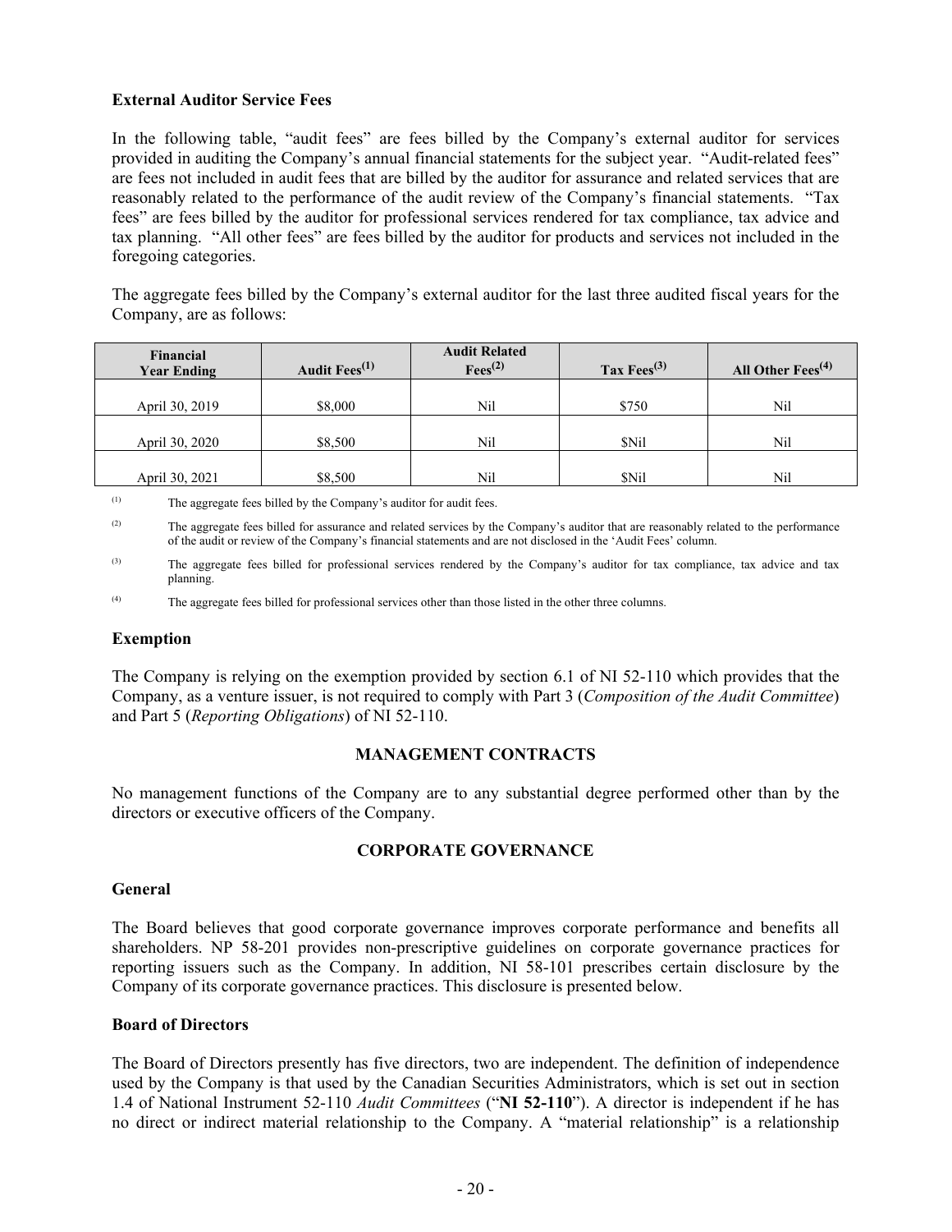### External Auditor Service Fees

In the following table, "audit fees" are fees billed by the Company's external auditor for services provided in auditing the Company's annual financial statements for the subject year. "Audit-related fees" are fees not included in audit fees that are billed by the auditor for assurance and related services that are reasonably related to the performance of the audit review of the Company's financial statements. "Tax fees" are fees billed by the auditor for professional services rendered for tax compliance, tax advice and tax planning. "All other fees" are fees billed by the auditor for products and services not included in the foregoing categories.

The aggregate fees billed by the Company's external auditor for the last three audited fiscal years for the Company, are as follows:

| Financial Year Ending | Audit Fees[(1)] | Audit Related Fees[(2)] | Tax Fees[(3)] | All Other Fees[(4)] |
|---|---|---|---|---|
| April 30, 2019 | $8,000 | Nil | $750 | Nil |
| April 30, 2020 | $8,500 | Nil | $Nil | Nil |
| April 30, 2021 | $8,500 | Nil | $Nil | Nil |

(1) The aggregate fees billed by the Company's auditor for audit fees.

(2) The aggregate fees billed for assurance and related services by the Company's auditor that are reasonably related to the performance of the audit or review of the Company's financial statements and are not disclosed in the 'Audit Fees' column.

(3) The aggregate fees billed for professional services rendered by the Company's auditor for tax compliance, tax advice and tax planning.

(4) The aggregate fees billed for professional services other than those listed in the other three columns.

### Exemption

The Company is relying on the exemption provided by section 6.1 of NI 52-110 which provides that the Company, as a venture issuer, is not required to comply with Part 3 (*Composition of the Audit Committee*) and Part 5 (*Reporting Obligations*) of NI 52-110.

## MANAGEMENT CONTRACTS

No management functions of the Company are to any substantial degree performed other than by the directors or executive officers of the Company.

## CORPORATE GOVERNANCE

### General

The Board believes that good corporate governance improves corporate performance and benefits all shareholders. NP 58-201 provides non-prescriptive guidelines on corporate governance practices for reporting issuers such as the Company. In addition, NI 58-101 prescribes certain disclosure by the Company of its corporate governance practices. This disclosure is presented below.

### Board of Directors

The Board of Directors presently has five directors, two are independent. The definition of independence used by the Company is that used by the Canadian Securities Administrators, which is set out in section 1.4 of National Instrument 52-110 *Audit Committees* ("**NI 52-110**"). A director is independent if he has no direct or indirect material relationship to the Company. A "material relationship" is a relationship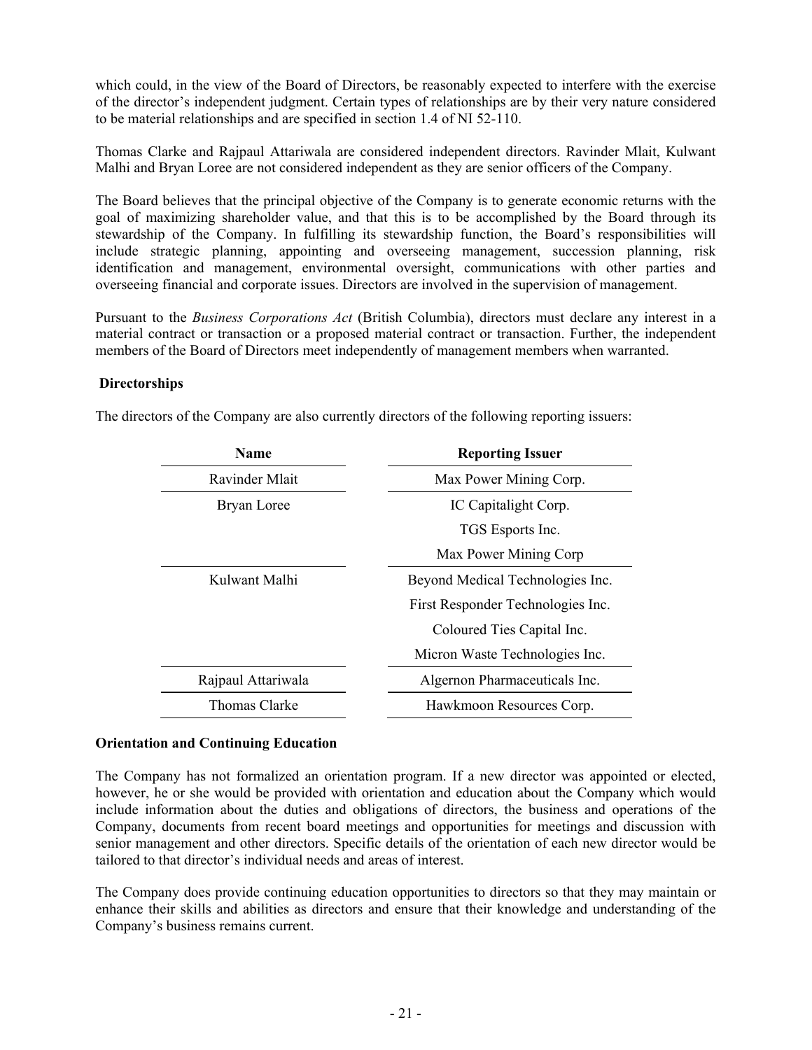which could, in the view of the Board of Directors, be reasonably expected to interfere with the exercise of the director's independent judgment. Certain types of relationships are by their very nature considered to be material relationships and are specified in section 1.4 of NI 52-110.

Thomas Clarke and Rajpaul Attariwala are considered independent directors. Ravinder Mlait, Kulwant Malhi and Bryan Loree are not considered independent as they are senior officers of the Company.

The Board believes that the principal objective of the Company is to generate economic returns with the goal of maximizing shareholder value, and that this is to be accomplished by the Board through its stewardship of the Company. In fulfilling its stewardship function, the Board's responsibilities will include strategic planning, appointing and overseeing management, succession planning, risk identification and management, environmental oversight, communications with other parties and overseeing financial and corporate issues. Directors are involved in the supervision of management.

Pursuant to the *Business Corporations Act* (British Columbia), directors must declare any interest in a material contract or transaction or a proposed material contract or transaction. Further, the independent members of the Board of Directors meet independently of management members when warranted.

**Directorships**

The directors of the Company are also currently directors of the following reporting issuers:

| Name | Reporting Issuer |
|---|---|
| Ravinder Mlait | Max Power Mining Corp. |
| Bryan Loree | IC Capitalight Corp. |
| | TGS Esports Inc. |
| | Max Power Mining Corp |
| Kulwant Malhi | Beyond Medical Technologies Inc. |
| | First Responder Technologies Inc. |
| | Coloured Ties Capital Inc. |
| | Micron Waste Technologies Inc. |
| Rajpaul Attariwala | Algernon Pharmaceuticals Inc. |
| Thomas Clarke | Hawkmoon Resources Corp. |

**Orientation and Continuing Education**

The Company has not formalized an orientation program. If a new director was appointed or elected, however, he or she would be provided with orientation and education about the Company which would include information about the duties and obligations of directors, the business and operations of the Company, documents from recent board meetings and opportunities for meetings and discussion with senior management and other directors. Specific details of the orientation of each new director would be tailored to that director's individual needs and areas of interest.

The Company does provide continuing education opportunities to directors so that they may maintain or enhance their skills and abilities as directors and ensure that their knowledge and understanding of the Company's business remains current.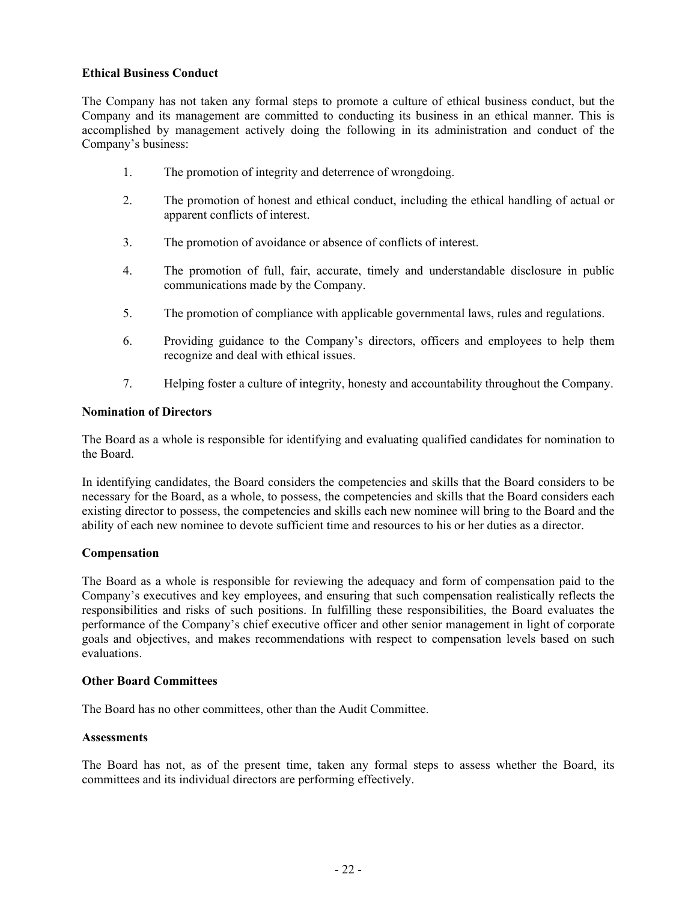**Ethical Business Conduct**

The Company has not taken any formal steps to promote a culture of ethical business conduct, but the Company and its management are committed to conducting its business in an ethical manner. This is accomplished by management actively doing the following in its administration and conduct of the Company's business:

1. The promotion of integrity and deterrence of wrongdoing.
2. The promotion of honest and ethical conduct, including the ethical handling of actual or apparent conflicts of interest.
3. The promotion of avoidance or absence of conflicts of interest.
4. The promotion of full, fair, accurate, timely and understandable disclosure in public communications made by the Company.
5. The promotion of compliance with applicable governmental laws, rules and regulations.
6. Providing guidance to the Company's directors, officers and employees to help them recognize and deal with ethical issues.
7. Helping foster a culture of integrity, honesty and accountability throughout the Company.

**Nomination of Directors**

The Board as a whole is responsible for identifying and evaluating qualified candidates for nomination to the Board.

In identifying candidates, the Board considers the competencies and skills that the Board considers to be necessary for the Board, as a whole, to possess, the competencies and skills that the Board considers each existing director to possess, the competencies and skills each new nominee will bring to the Board and the ability of each new nominee to devote sufficient time and resources to his or her duties as a director.

**Compensation**

The Board as a whole is responsible for reviewing the adequacy and form of compensation paid to the Company's executives and key employees, and ensuring that such compensation realistically reflects the responsibilities and risks of such positions. In fulfilling these responsibilities, the Board evaluates the performance of the Company's chief executive officer and other senior management in light of corporate goals and objectives, and makes recommendations with respect to compensation levels based on such evaluations.

**Other Board Committees**

The Board has no other committees, other than the Audit Committee.

**Assessments**

The Board has not, as of the present time, taken any formal steps to assess whether the Board, its committees and its individual directors are performing effectively.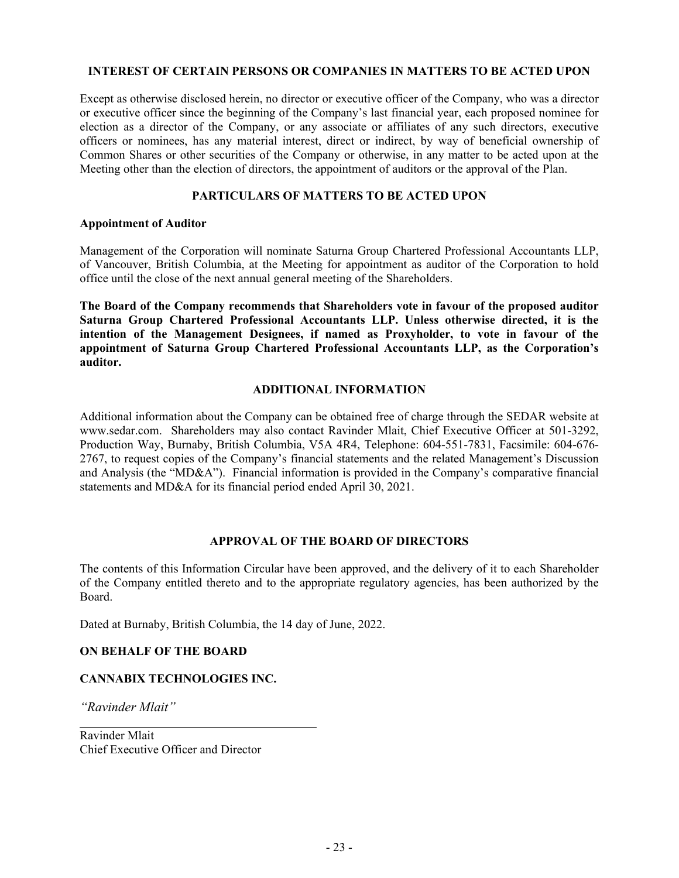## INTEREST OF CERTAIN PERSONS OR COMPANIES IN MATTERS TO BE ACTED UPON

Except as otherwise disclosed herein, no director or executive officer of the Company, who was a director or executive officer since the beginning of the Company's last financial year, each proposed nominee for election as a director of the Company, or any associate or affiliates of any such directors, executive officers or nominees, has any material interest, direct or indirect, by way of beneficial ownership of Common Shares or other securities of the Company or otherwise, in any matter to be acted upon at the Meeting other than the election of directors, the appointment of auditors or the approval of the Plan.

## PARTICULARS OF MATTERS TO BE ACTED UPON

### Appointment of Auditor

Management of the Corporation will nominate Saturna Group Chartered Professional Accountants LLP, of Vancouver, British Columbia, at the Meeting for appointment as auditor of the Corporation to hold office until the close of the next annual general meeting of the Shareholders.

**The Board of the Company recommends that Shareholders vote in favour of the proposed auditor Saturna Group Chartered Professional Accountants LLP. Unless otherwise directed, it is the intention of the Management Designees, if named as Proxyholder, to vote in favour of the appointment of Saturna Group Chartered Professional Accountants LLP, as the Corporation's auditor.**

## ADDITIONAL INFORMATION

Additional information about the Company can be obtained free of charge through the SEDAR website at www.sedar.com. Shareholders may also contact Ravinder Mlait, Chief Executive Officer at 501-3292, Production Way, Burnaby, British Columbia, V5A 4R4, Telephone: 604-551-7831, Facsimile: 604-676-2767, to request copies of the Company's financial statements and the related Management's Discussion and Analysis (the "MD&A"). Financial information is provided in the Company's comparative financial statements and MD&A for its financial period ended April 30, 2021.

## APPROVAL OF THE BOARD OF DIRECTORS

The contents of this Information Circular have been approved, and the delivery of it to each Shareholder of the Company entitled thereto and to the appropriate regulatory agencies, has been authorized by the Board.

Dated at Burnaby, British Columbia, the 14 day of June, 2022.

**ON BEHALF OF THE BOARD**

**CANNABIX TECHNOLOGIES INC.**

*"Ravinder Mlait"*

Ravinder Mlait
Chief Executive Officer and Director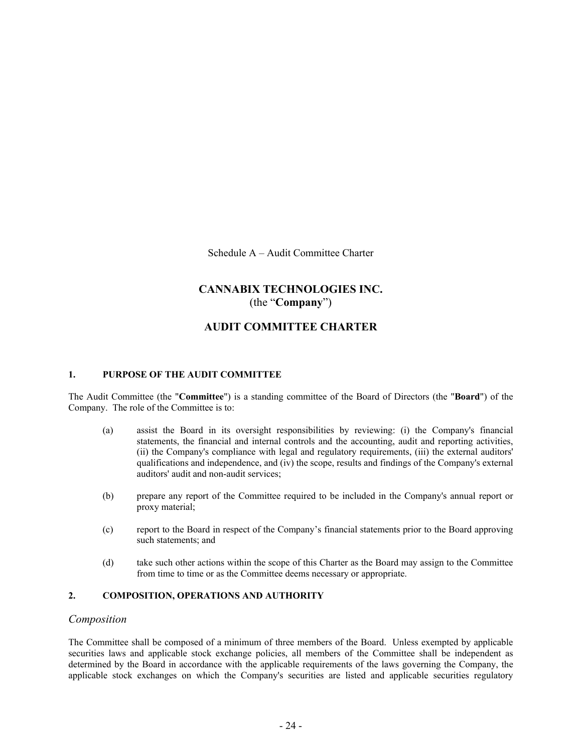Schedule A – Audit Committee Charter

# CANNABIX TECHNOLOGIES INC.
(the "**Company**")

# AUDIT COMMITTEE CHARTER

### 1. PURPOSE OF THE AUDIT COMMITTEE

The Audit Committee (the "**Committee**") is a standing committee of the Board of Directors (the "**Board**") of the Company. The role of the Committee is to:

(a) assist the Board in its oversight responsibilities by reviewing: (i) the Company's financial statements, the financial and internal controls and the accounting, audit and reporting activities, (ii) the Company's compliance with legal and regulatory requirements, (iii) the external auditors' qualifications and independence, and (iv) the scope, results and findings of the Company's external auditors' audit and non-audit services;

(b) prepare any report of the Committee required to be included in the Company's annual report or proxy material;

(c) report to the Board in respect of the Company's financial statements prior to the Board approving such statements; and

(d) take such other actions within the scope of this Charter as the Board may assign to the Committee from time to time or as the Committee deems necessary or appropriate.

### 2. COMPOSITION, OPERATIONS AND AUTHORITY

*Composition*

The Committee shall be composed of a minimum of three members of the Board. Unless exempted by applicable securities laws and applicable stock exchange policies, all members of the Committee shall be independent as determined by the Board in accordance with the applicable requirements of the laws governing the Company, the applicable stock exchanges on which the Company's securities are listed and applicable securities regulatory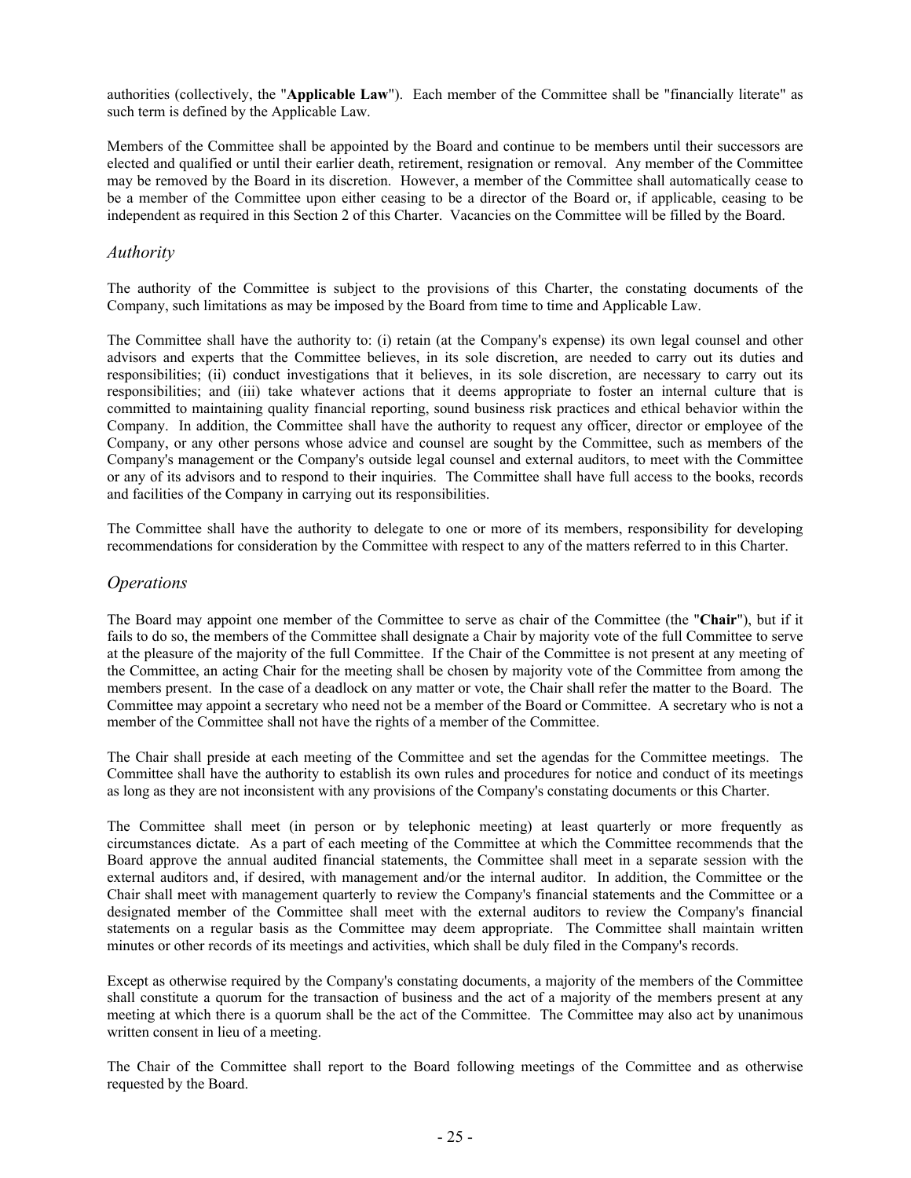authorities (collectively, the "**Applicable Law**"). Each member of the Committee shall be "financially literate" as such term is defined by the Applicable Law.

Members of the Committee shall be appointed by the Board and continue to be members until their successors are elected and qualified or until their earlier death, retirement, resignation or removal. Any member of the Committee may be removed by the Board in its discretion. However, a member of the Committee shall automatically cease to be a member of the Committee upon either ceasing to be a director of the Board or, if applicable, ceasing to be independent as required in this Section 2 of this Charter. Vacancies on the Committee will be filled by the Board.

## *Authority*

The authority of the Committee is subject to the provisions of this Charter, the constating documents of the Company, such limitations as may be imposed by the Board from time to time and Applicable Law.

The Committee shall have the authority to: (i) retain (at the Company's expense) its own legal counsel and other advisors and experts that the Committee believes, in its sole discretion, are needed to carry out its duties and responsibilities; (ii) conduct investigations that it believes, in its sole discretion, are necessary to carry out its responsibilities; and (iii) take whatever actions that it deems appropriate to foster an internal culture that is committed to maintaining quality financial reporting, sound business risk practices and ethical behavior within the Company. In addition, the Committee shall have the authority to request any officer, director or employee of the Company, or any other persons whose advice and counsel are sought by the Committee, such as members of the Company's management or the Company's outside legal counsel and external auditors, to meet with the Committee or any of its advisors and to respond to their inquiries. The Committee shall have full access to the books, records and facilities of the Company in carrying out its responsibilities.

The Committee shall have the authority to delegate to one or more of its members, responsibility for developing recommendations for consideration by the Committee with respect to any of the matters referred to in this Charter.

## *Operations*

The Board may appoint one member of the Committee to serve as chair of the Committee (the "**Chair**"), but if it fails to do so, the members of the Committee shall designate a Chair by majority vote of the full Committee to serve at the pleasure of the majority of the full Committee. If the Chair of the Committee is not present at any meeting of the Committee, an acting Chair for the meeting shall be chosen by majority vote of the Committee from among the members present. In the case of a deadlock on any matter or vote, the Chair shall refer the matter to the Board. The Committee may appoint a secretary who need not be a member of the Board or Committee. A secretary who is not a member of the Committee shall not have the rights of a member of the Committee.

The Chair shall preside at each meeting of the Committee and set the agendas for the Committee meetings. The Committee shall have the authority to establish its own rules and procedures for notice and conduct of its meetings as long as they are not inconsistent with any provisions of the Company's constating documents or this Charter.

The Committee shall meet (in person or by telephonic meeting) at least quarterly or more frequently as circumstances dictate. As a part of each meeting of the Committee at which the Committee recommends that the Board approve the annual audited financial statements, the Committee shall meet in a separate session with the external auditors and, if desired, with management and/or the internal auditor. In addition, the Committee or the Chair shall meet with management quarterly to review the Company's financial statements and the Committee or a designated member of the Committee shall meet with the external auditors to review the Company's financial statements on a regular basis as the Committee may deem appropriate. The Committee shall maintain written minutes or other records of its meetings and activities, which shall be duly filed in the Company's records.

Except as otherwise required by the Company's constating documents, a majority of the members of the Committee shall constitute a quorum for the transaction of business and the act of a majority of the members present at any meeting at which there is a quorum shall be the act of the Committee. The Committee may also act by unanimous written consent in lieu of a meeting.

The Chair of the Committee shall report to the Board following meetings of the Committee and as otherwise requested by the Board.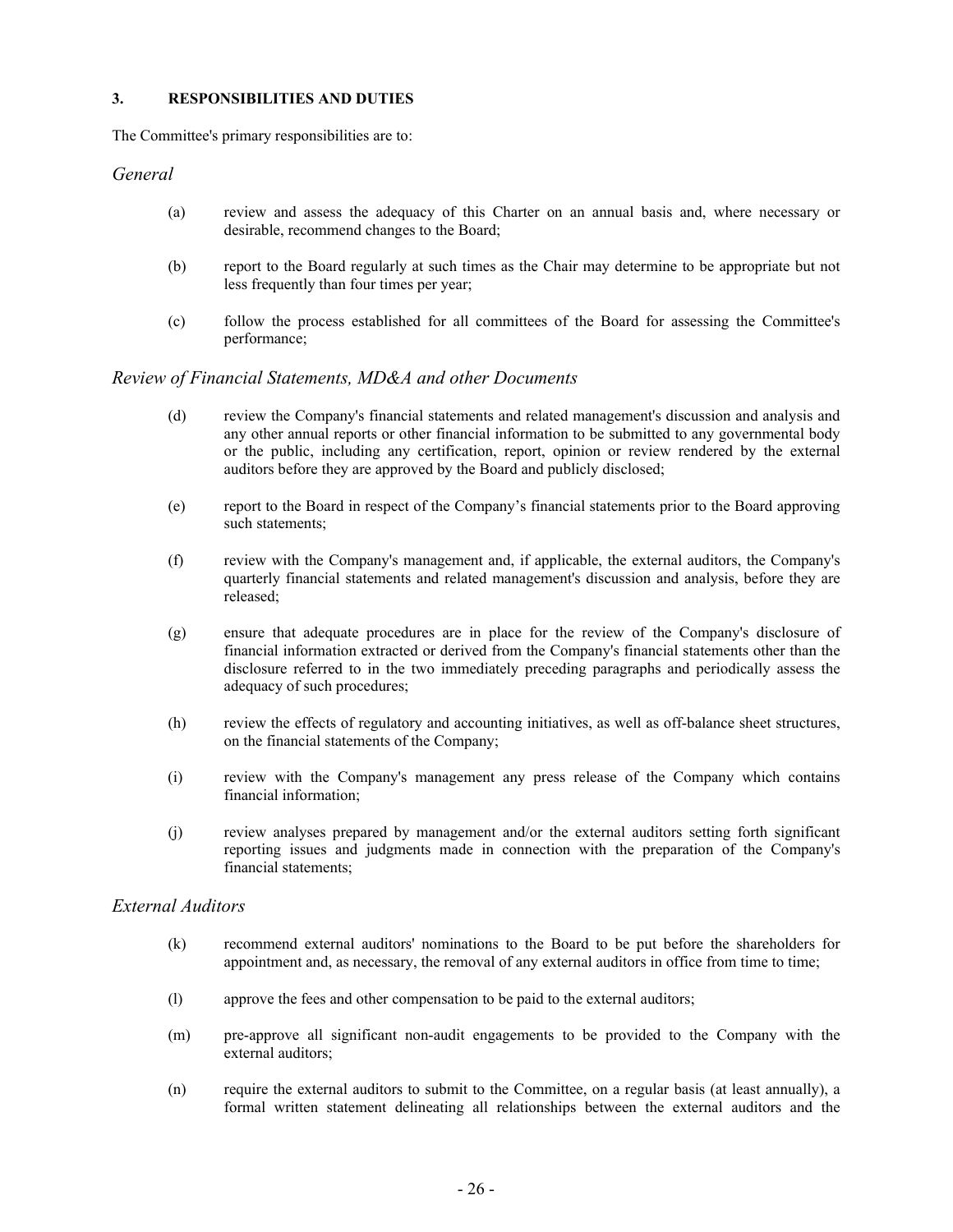### 3. RESPONSIBILITIES AND DUTIES

The Committee's primary responsibilities are to:

*General*

(a) review and assess the adequacy of this Charter on an annual basis and, where necessary or desirable, recommend changes to the Board;

(b) report to the Board regularly at such times as the Chair may determine to be appropriate but not less frequently than four times per year;

(c) follow the process established for all committees of the Board for assessing the Committee's performance;

*Review of Financial Statements, MD&A and other Documents*

(d) review the Company's financial statements and related management's discussion and analysis and any other annual reports or other financial information to be submitted to any governmental body or the public, including any certification, report, opinion or review rendered by the external auditors before they are approved by the Board and publicly disclosed;

(e) report to the Board in respect of the Company's financial statements prior to the Board approving such statements;

(f) review with the Company's management and, if applicable, the external auditors, the Company's quarterly financial statements and related management's discussion and analysis, before they are released;

(g) ensure that adequate procedures are in place for the review of the Company's disclosure of financial information extracted or derived from the Company's financial statements other than the disclosure referred to in the two immediately preceding paragraphs and periodically assess the adequacy of such procedures;

(h) review the effects of regulatory and accounting initiatives, as well as off-balance sheet structures, on the financial statements of the Company;

(i) review with the Company's management any press release of the Company which contains financial information;

(j) review analyses prepared by management and/or the external auditors setting forth significant reporting issues and judgments made in connection with the preparation of the Company's financial statements;

*External Auditors*

(k) recommend external auditors' nominations to the Board to be put before the shareholders for appointment and, as necessary, the removal of any external auditors in office from time to time;

(l) approve the fees and other compensation to be paid to the external auditors;

(m) pre-approve all significant non-audit engagements to be provided to the Company with the external auditors;

(n) require the external auditors to submit to the Committee, on a regular basis (at least annually), a formal written statement delineating all relationships between the external auditors and the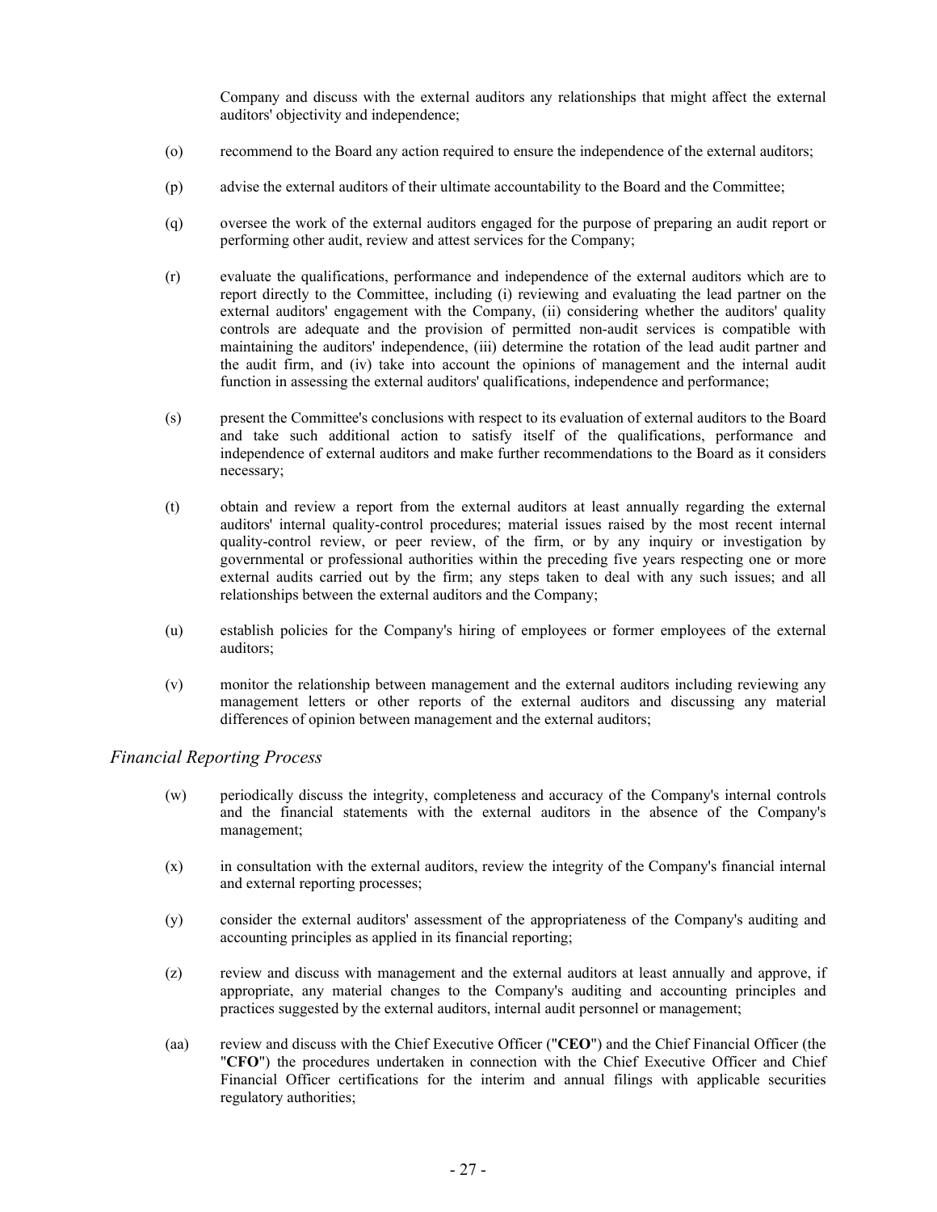Company and discuss with the external auditors any relationships that might affect the external auditors' objectivity and independence;

(o) recommend to the Board any action required to ensure the independence of the external auditors;

(p) advise the external auditors of their ultimate accountability to the Board and the Committee;

(q) oversee the work of the external auditors engaged for the purpose of preparing an audit report or performing other audit, review and attest services for the Company;

(r) evaluate the qualifications, performance and independence of the external auditors which are to report directly to the Committee, including (i) reviewing and evaluating the lead partner on the external auditors' engagement with the Company, (ii) considering whether the auditors' quality controls are adequate and the provision of permitted non-audit services is compatible with maintaining the auditors' independence, (iii) determine the rotation of the lead audit partner and the audit firm, and (iv) take into account the opinions of management and the internal audit function in assessing the external auditors' qualifications, independence and performance;

(s) present the Committee's conclusions with respect to its evaluation of external auditors to the Board and take such additional action to satisfy itself of the qualifications, performance and independence of external auditors and make further recommendations to the Board as it considers necessary;

(t) obtain and review a report from the external auditors at least annually regarding the external auditors' internal quality-control procedures; material issues raised by the most recent internal quality-control review, or peer review, of the firm, or by any inquiry or investigation by governmental or professional authorities within the preceding five years respecting one or more external audits carried out by the firm; any steps taken to deal with any such issues; and all relationships between the external auditors and the Company;

(u) establish policies for the Company's hiring of employees or former employees of the external auditors;

(v) monitor the relationship between management and the external auditors including reviewing any management letters or other reports of the external auditors and discussing any material differences of opinion between management and the external auditors;

### *Financial Reporting Process*

(w) periodically discuss the integrity, completeness and accuracy of the Company's internal controls and the financial statements with the external auditors in the absence of the Company's management;

(x) in consultation with the external auditors, review the integrity of the Company's financial internal and external reporting processes;

(y) consider the external auditors' assessment of the appropriateness of the Company's auditing and accounting principles as applied in its financial reporting;

(z) review and discuss with management and the external auditors at least annually and approve, if appropriate, any material changes to the Company's auditing and accounting principles and practices suggested by the external auditors, internal audit personnel or management;

(aa) review and discuss with the Chief Executive Officer ("**CEO**") and the Chief Financial Officer (the "**CFO**") the procedures undertaken in connection with the Chief Executive Officer and Chief Financial Officer certifications for the interim and annual filings with applicable securities regulatory authorities;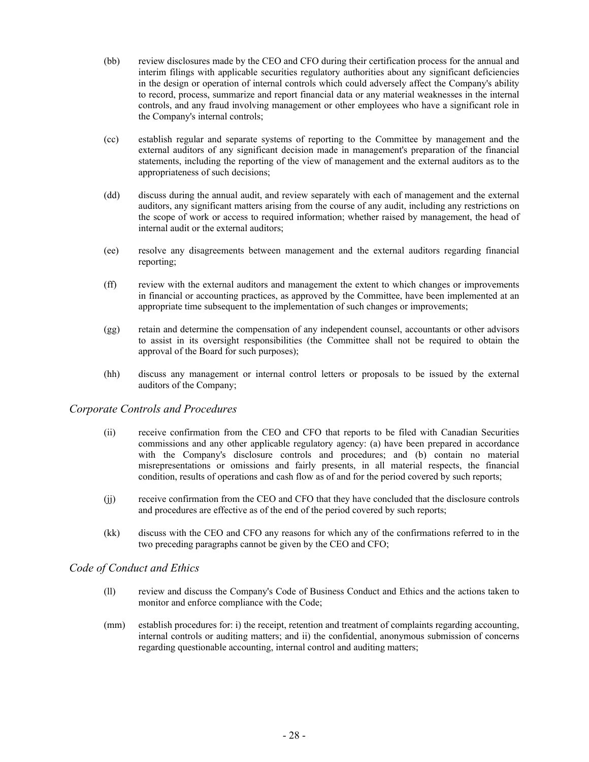(bb) review disclosures made by the CEO and CFO during their certification process for the annual and interim filings with applicable securities regulatory authorities about any significant deficiencies in the design or operation of internal controls which could adversely affect the Company's ability to record, process, summarize and report financial data or any material weaknesses in the internal controls, and any fraud involving management or other employees who have a significant role in the Company's internal controls;

(cc) establish regular and separate systems of reporting to the Committee by management and the external auditors of any significant decision made in management's preparation of the financial statements, including the reporting of the view of management and the external auditors as to the appropriateness of such decisions;

(dd) discuss during the annual audit, and review separately with each of management and the external auditors, any significant matters arising from the course of any audit, including any restrictions on the scope of work or access to required information; whether raised by management, the head of internal audit or the external auditors;

(ee) resolve any disagreements between management and the external auditors regarding financial reporting;

(ff) review with the external auditors and management the extent to which changes or improvements in financial or accounting practices, as approved by the Committee, have been implemented at an appropriate time subsequent to the implementation of such changes or improvements;

(gg) retain and determine the compensation of any independent counsel, accountants or other advisors to assist in its oversight responsibilities (the Committee shall not be required to obtain the approval of the Board for such purposes);

(hh) discuss any management or internal control letters or proposals to be issued by the external auditors of the Company;

### *Corporate Controls and Procedures*

(ii) receive confirmation from the CEO and CFO that reports to be filed with Canadian Securities commissions and any other applicable regulatory agency: (a) have been prepared in accordance with the Company's disclosure controls and procedures; and (b) contain no material misrepresentations or omissions and fairly presents, in all material respects, the financial condition, results of operations and cash flow as of and for the period covered by such reports;

(jj) receive confirmation from the CEO and CFO that they have concluded that the disclosure controls and procedures are effective as of the end of the period covered by such reports;

(kk) discuss with the CEO and CFO any reasons for which any of the confirmations referred to in the two preceding paragraphs cannot be given by the CEO and CFO;

### *Code of Conduct and Ethics*

(ll) review and discuss the Company's Code of Business Conduct and Ethics and the actions taken to monitor and enforce compliance with the Code;

(mm) establish procedures for: i) the receipt, retention and treatment of complaints regarding accounting, internal controls or auditing matters; and ii) the confidential, anonymous submission of concerns regarding questionable accounting, internal control and auditing matters;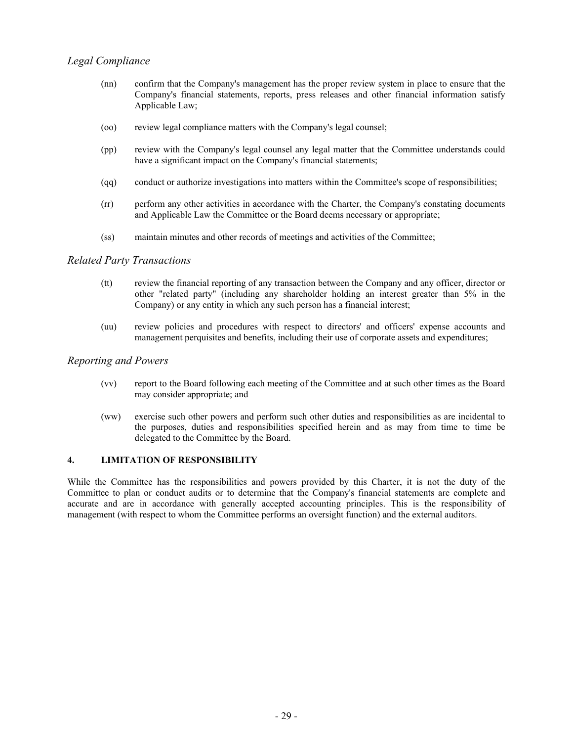### *Legal Compliance*

(nn) confirm that the Company's management has the proper review system in place to ensure that the Company's financial statements, reports, press releases and other financial information satisfy Applicable Law;

(oo) review legal compliance matters with the Company's legal counsel;

(pp) review with the Company's legal counsel any legal matter that the Committee understands could have a significant impact on the Company's financial statements;

(qq) conduct or authorize investigations into matters within the Committee's scope of responsibilities;

(rr) perform any other activities in accordance with the Charter, the Company's constating documents and Applicable Law the Committee or the Board deems necessary or appropriate;

(ss) maintain minutes and other records of meetings and activities of the Committee;

### *Related Party Transactions*

(tt) review the financial reporting of any transaction between the Company and any officer, director or other "related party" (including any shareholder holding an interest greater than 5% in the Company) or any entity in which any such person has a financial interest;

(uu) review policies and procedures with respect to directors' and officers' expense accounts and management perquisites and benefits, including their use of corporate assets and expenditures;

### *Reporting and Powers*

(vv) report to the Board following each meeting of the Committee and at such other times as the Board may consider appropriate; and

(ww) exercise such other powers and perform such other duties and responsibilities as are incidental to the purposes, duties and responsibilities specified herein and as may from time to time be delegated to the Committee by the Board.

## 4. LIMITATION OF RESPONSIBILITY

While the Committee has the responsibilities and powers provided by this Charter, it is not the duty of the Committee to plan or conduct audits or to determine that the Company's financial statements are complete and accurate and are in accordance with generally accepted accounting principles. This is the responsibility of management (with respect to whom the Committee performs an oversight function) and the external auditors.